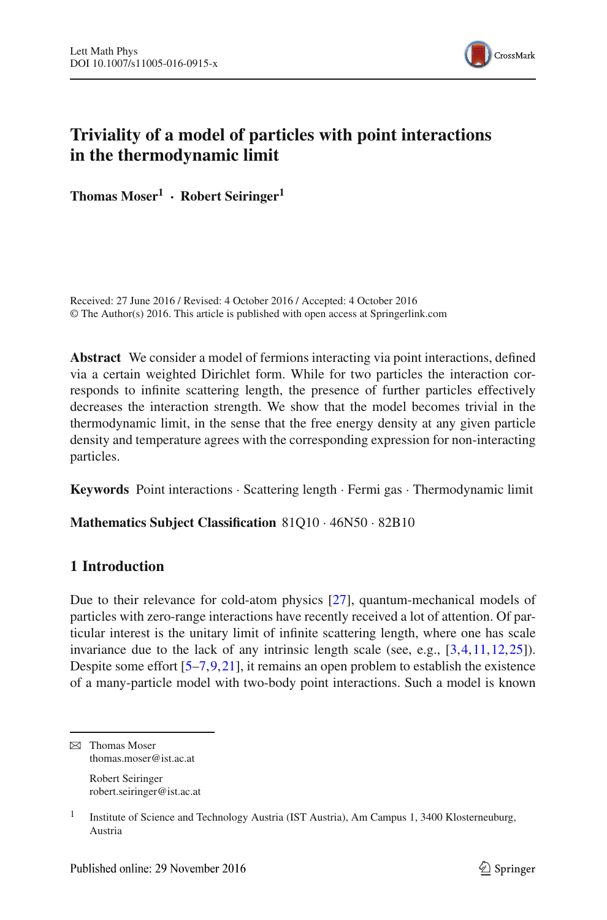# Triviality of a model of particles with point interactions in the thermodynamic limit

**Thomas Moser[1] · Robert Seiringer[1]**

Received: 27 June 2016 / Revised: 4 October 2016 / Accepted: 4 October 2016
© The Author(s) 2016. This article is published with open access at Springerlink.com

**Abstract** We consider a model of fermions interacting via point interactions, defined via a certain weighted Dirichlet form. While for two particles the interaction corresponds to infinite scattering length, the presence of further particles effectively decreases the interaction strength. We show that the model becomes trivial in the thermodynamic limit, in the sense that the free energy density at any given particle density and temperature agrees with the corresponding expression for non-interacting particles.

**Keywords** Point interactions · Scattering length · Fermi gas · Thermodynamic limit

**Mathematics Subject Classification** 81Q10 · 46N50 · 82B10

## 1 Introduction

Due to their relevance for cold-atom physics [27], quantum-mechanical models of particles with zero-range interactions have recently received a lot of attention. Of particular interest is the unitary limit of infinite scattering length, where one has scale invariance due to the lack of any intrinsic length scale (see, e.g., [3,4,11,12,25]). Despite some effort [5–7,9,21], it remains an open problem to establish the existence of a many-particle model with two-body point interactions. Such a model is known

---

✉ Thomas Moser
thomas.moser@ist.ac.at

Robert Seiringer
robert.seiringer@ist.ac.at

[1] Institute of Science and Technology Austria (IST Austria), Am Campus 1, 3400 Klosterneuburg, Austria

Published online: 29 November 2016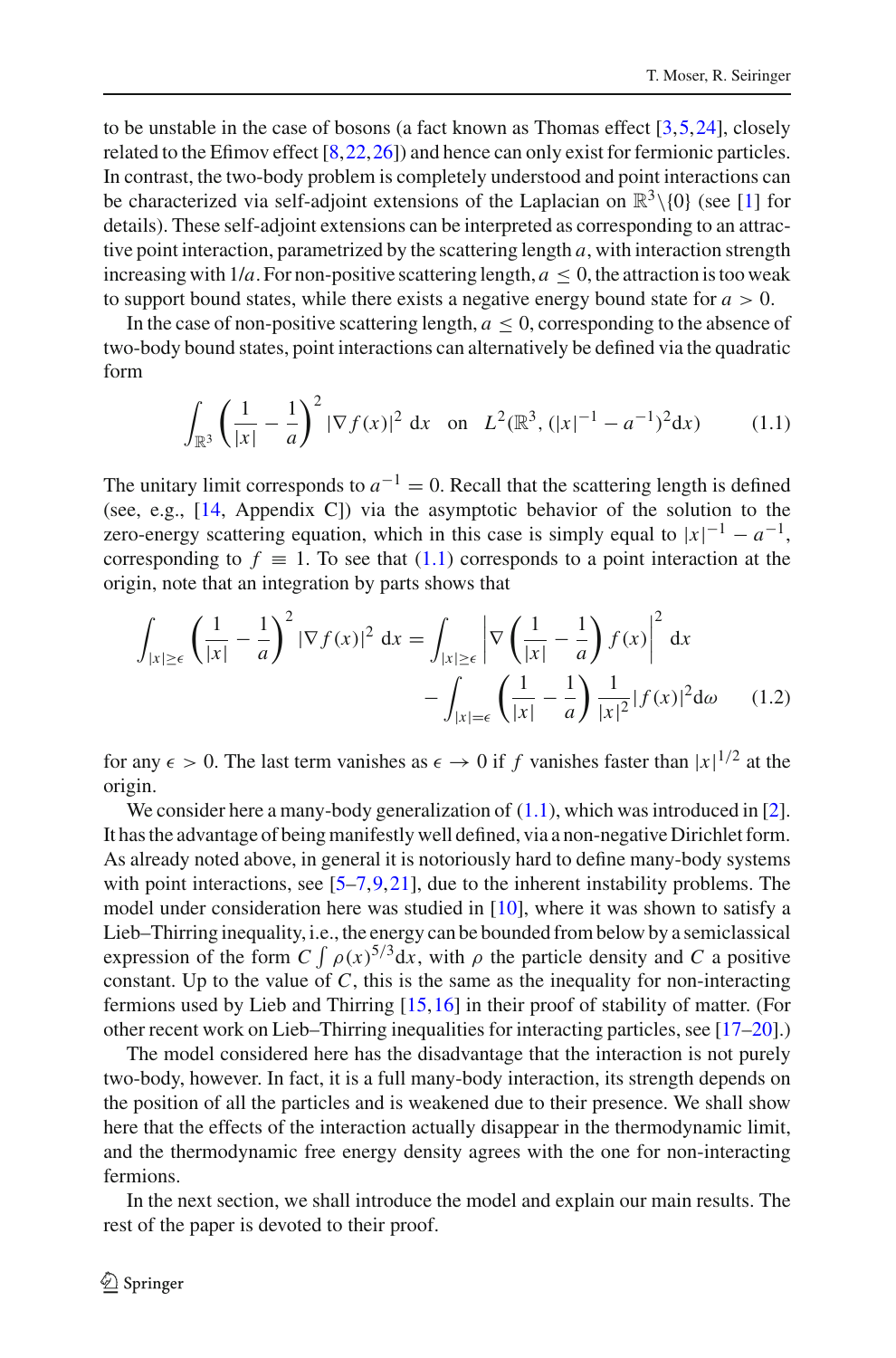to be unstable in the case of bosons (a fact known as Thomas effect [3,5,24], closely related to the Efimov effect [8,22,26]) and hence can only exist for fermionic particles. In contrast, the two-body problem is completely understood and point interactions can be characterized via self-adjoint extensions of the Laplacian on $\mathbb{R}^3\setminus\{0\}$ (see [1] for details). These self-adjoint extensions can be interpreted as corresponding to an attractive point interaction, parametrized by the scattering length $a$, with interaction strength increasing with $1/a$. For non-positive scattering length, $a \leq 0$, the attraction is too weak to support bound states, while there exists a negative energy bound state for $a > 0$.

In the case of non-positive scattering length, $a \leq 0$, corresponding to the absence of two-body bound states, point interactions can alternatively be defined via the quadratic form

$$\int_{\mathbb{R}^3} \left(\frac{1}{|x|} - \frac{1}{a}\right)^2 |\nabla f(x)|^2 \, \mathrm{d}x \quad \text{on} \quad L^2(\mathbb{R}^3, (|x|^{-1} - a^{-1})^2 \mathrm{d}x) \tag{1.1}$$

The unitary limit corresponds to $a^{-1} = 0$. Recall that the scattering length is defined (see, e.g., [14, Appendix C]) via the asymptotic behavior of the solution to the zero-energy scattering equation, which in this case is simply equal to $|x|^{-1} - a^{-1}$, corresponding to $f \equiv 1$. To see that (1.1) corresponds to a point interaction at the origin, note that an integration by parts shows that

$$\int_{|x|\geq\epsilon} \left(\frac{1}{|x|} - \frac{1}{a}\right)^2 |\nabla f(x)|^2 \, \mathrm{d}x = \int_{|x|\geq\epsilon} \left|\nabla \left(\frac{1}{|x|} - \frac{1}{a}\right) f(x)\right|^2 \, \mathrm{d}x$$
$$- \int_{|x|=\epsilon} \left(\frac{1}{|x|} - \frac{1}{a}\right) \frac{1}{|x|^2} |f(x)|^2 \mathrm{d}\omega \tag{1.2}$$

for any $\epsilon > 0$. The last term vanishes as $\epsilon \to 0$ if $f$ vanishes faster than $|x|^{1/2}$ at the origin.

We consider here a many-body generalization of (1.1), which was introduced in [2]. It has the advantage of being manifestly well defined, via a non-negative Dirichlet form. As already noted above, in general it is notoriously hard to define many-body systems with point interactions, see [5–7,9,21], due to the inherent instability problems. The model under consideration here was studied in [10], where it was shown to satisfy a Lieb–Thirring inequality, i.e., the energy can be bounded from below by a semiclassical expression of the form $C \int \rho(x)^{5/3} \mathrm{d}x$, with $\rho$ the particle density and $C$ a positive constant. Up to the value of $C$, this is the same as the inequality for non-interacting fermions used by Lieb and Thirring [15,16] in their proof of stability of matter. (For other recent work on Lieb–Thirring inequalities for interacting particles, see [17–20].)

The model considered here has the disadvantage that the interaction is not purely two-body, however. In fact, it is a full many-body interaction, its strength depends on the position of all the particles and is weakened due to their presence. We shall show here that the effects of the interaction actually disappear in the thermodynamic limit, and the thermodynamic free energy density agrees with the one for non-interacting fermions.

In the next section, we shall introduce the model and explain our main results. The rest of the paper is devoted to their proof.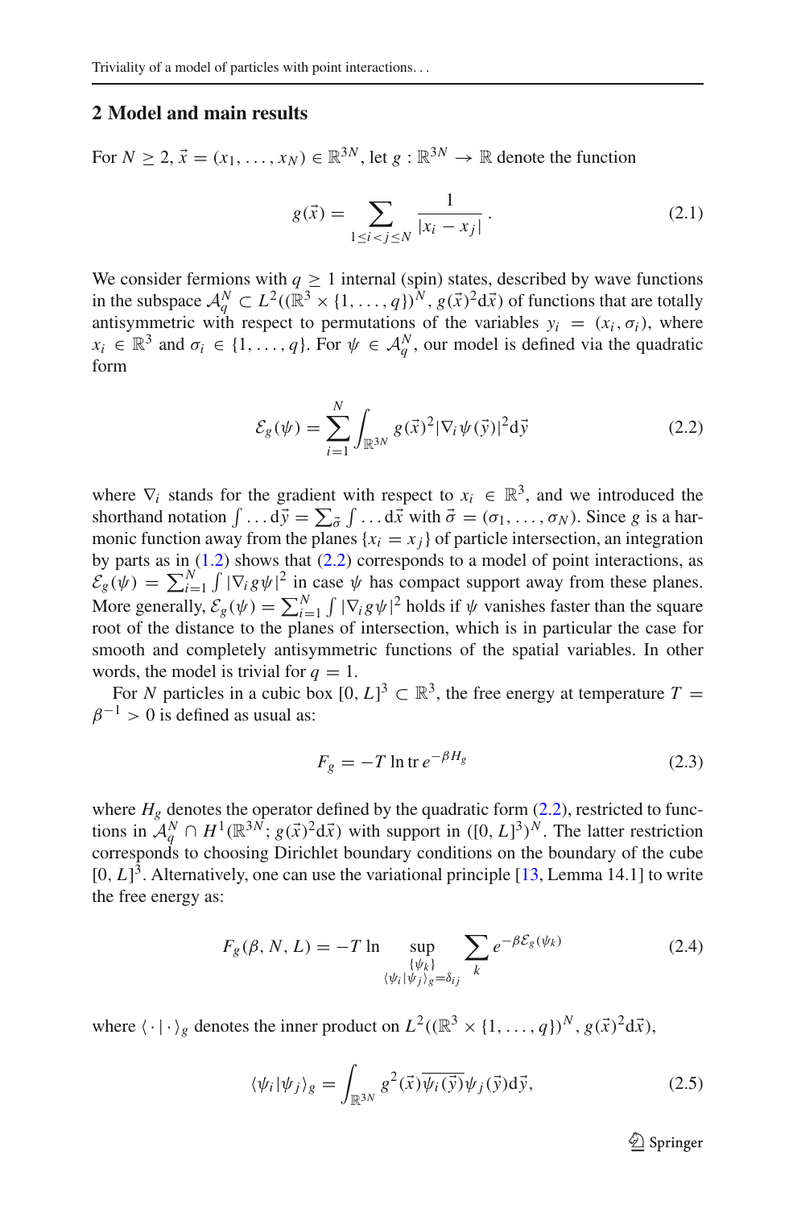## 2 Model and main results

For $N \geq 2$, $\vec{x} = (x_1, \ldots, x_N) \in \mathbb{R}^{3N}$, let $g : \mathbb{R}^{3N} \to \mathbb{R}$ denote the function

$$g(\vec{x}) = \sum_{1 \leq i < j \leq N} \frac{1}{|x_i - x_j|}. \tag{2.1}$$

We consider fermions with $q \geq 1$ internal (spin) states, described by wave functions in the subspace $\mathcal{A}_q^N \subset L^2((\mathbb{R}^3 \times \{1, \ldots, q\})^N, g(\vec{x})^2 \mathrm{d}\vec{x})$ of functions that are totally antisymmetric with respect to permutations of the variables $y_i = (x_i, \sigma_i)$, where $x_i \in \mathbb{R}^3$ and $\sigma_i \in \{1, \ldots, q\}$. For $\psi \in \mathcal{A}_q^N$, our model is defined via the quadratic form

$$\mathcal{E}_g(\psi) = \sum_{i=1}^{N} \int_{\mathbb{R}^{3N}} g(\vec{x})^2 |\nabla_i \psi(\vec{y})|^2 \mathrm{d}\vec{y} \tag{2.2}$$

where $\nabla_i$ stands for the gradient with respect to $x_i \in \mathbb{R}^3$, and we introduced the shorthand notation $\int \ldots \mathrm{d}\vec{y} = \sum_{\vec{\sigma}} \int \ldots \mathrm{d}\vec{x}$ with $\vec{\sigma} = (\sigma_1, \ldots, \sigma_N)$. Since $g$ is a harmonic function away from the planes $\{x_i = x_j\}$ of particle intersection, an integration by parts as in (1.2) shows that (2.2) corresponds to a model of point interactions, as $\mathcal{E}_g(\psi) = \sum_{i=1}^{N} \int |\nabla_i g \psi|^2$ in case $\psi$ has compact support away from these planes. More generally, $\mathcal{E}_g(\psi) = \sum_{i=1}^{N} \int |\nabla_i g \psi|^2$ holds if $\psi$ vanishes faster than the square root of the distance to the planes of intersection, which is in particular the case for smooth and completely antisymmetric functions of the spatial variables. In other words, the model is trivial for $q = 1$.

For $N$ particles in a cubic box $[0, L]^3 \subset \mathbb{R}^3$, the free energy at temperature $T = \beta^{-1} > 0$ is defined as usual as:

$$F_g = -T \ln \operatorname{tr} e^{-\beta H_g} \tag{2.3}$$

where $H_g$ denotes the operator defined by the quadratic form (2.2), restricted to functions in $\mathcal{A}_q^N \cap H^1(\mathbb{R}^{3N}; g(\vec{x})^2 \mathrm{d}\vec{x})$ with support in $([0, L]^3)^N$. The latter restriction corresponds to choosing Dirichlet boundary conditions on the boundary of the cube $[0, L]^3$. Alternatively, one can use the variational principle [13, Lemma 14.1] to write the free energy as:

$$F_g(\beta, N, L) = -T \ln \sup_{\substack{\{\psi_k\} \\ \langle \psi_i | \psi_j \rangle_g = \delta_{ij}}} \sum_k e^{-\beta \mathcal{E}_g(\psi_k)} \tag{2.4}$$

where $\langle \cdot | \cdot \rangle_g$ denotes the inner product on $L^2((\mathbb{R}^3 \times \{1, \ldots, q\})^N, g(\vec{x})^2 \mathrm{d}\vec{x})$,

$$\langle \psi_i | \psi_j \rangle_g = \int_{\mathbb{R}^{3N}} g^2(\vec{x}) \overline{\psi_i(\vec{y})} \psi_j(\vec{y}) \mathrm{d}\vec{y}, \tag{2.5}$$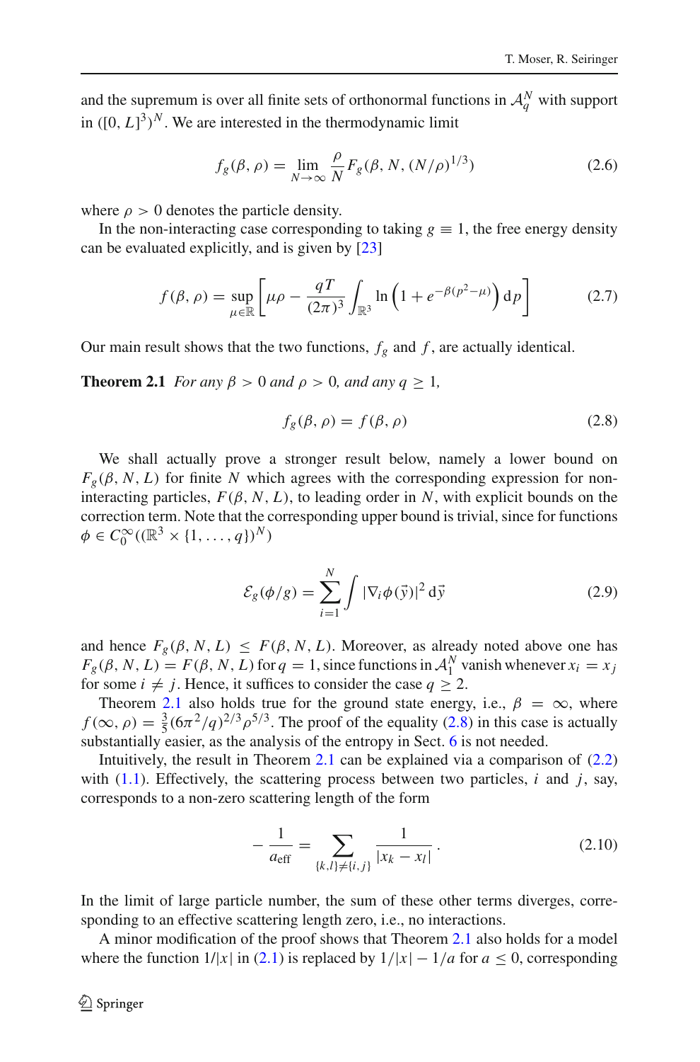and the supremum is over all finite sets of orthonormal functions in $\mathcal{A}_q^N$ with support in $([0, L]^3)^N$. We are interested in the thermodynamic limit

$$f_g(\beta, \rho) = \lim_{N\to\infty} \frac{\rho}{N} F_g(\beta, N, (N/\rho)^{1/3}) \tag{2.6}$$

where $\rho > 0$ denotes the particle density.

In the non-interacting case corresponding to taking $g \equiv 1$, the free energy density can be evaluated explicitly, and is given by [23]

$$f(\beta, \rho) = \sup_{\mu\in\mathbb{R}} \left[ \mu\rho - \frac{qT}{(2\pi)^3} \int_{\mathbb{R}^3} \ln\left(1 + e^{-\beta(p^2-\mu)}\right) \mathrm{d}p \right] \tag{2.7}$$

Our main result shows that the two functions, $f_g$ and $f$, are actually identical.

**Theorem 2.1** *For any $\beta > 0$ and $\rho > 0$, and any $q \geq 1$,*

$$f_g(\beta, \rho) = f(\beta, \rho) \tag{2.8}$$

We shall actually prove a stronger result below, namely a lower bound on $F_g(\beta, N, L)$ for finite $N$ which agrees with the corresponding expression for non-interacting particles, $F(\beta, N, L)$, to leading order in $N$, with explicit bounds on the correction term. Note that the corresponding upper bound is trivial, since for functions $\phi \in C_0^\infty((\mathbb{R}^3 \times \{1, \ldots, q\})^N)$

$$\mathcal{E}_g(\phi/g) = \sum_{i=1}^{N} \int |\nabla_i \phi(\vec{y})|^2 \, \mathrm{d}\vec{y} \tag{2.9}$$

and hence $F_g(\beta, N, L) \leq F(\beta, N, L)$. Moreover, as already noted above one has $F_g(\beta, N, L) = F(\beta, N, L)$ for $q = 1$, since functions in $\mathcal{A}_1^N$ vanish whenever $x_i = x_j$ for some $i \neq j$. Hence, it suffices to consider the case $q \geq 2$.

Theorem 2.1 also holds true for the ground state energy, i.e., $\beta = \infty$, where $f(\infty, \rho) = \frac{3}{5}(6\pi^2/q)^{2/3}\rho^{5/3}$. The proof of the equality (2.8) in this case is actually substantially easier, as the analysis of the entropy in Sect. 6 is not needed.

Intuitively, the result in Theorem 2.1 can be explained via a comparison of (2.2) with (1.1). Effectively, the scattering process between two particles, $i$ and $j$, say, corresponds to a non-zero scattering length of the form

$$-\frac{1}{a_{\mathrm{eff}}} = \sum_{\{k,l\}\neq\{i,j\}} \frac{1}{|x_k - x_l|}. \tag{2.10}$$

In the limit of large particle number, the sum of these other terms diverges, corresponding to an effective scattering length zero, i.e., no interactions.

A minor modification of the proof shows that Theorem 2.1 also holds for a model where the function $1/|x|$ in (2.1) is replaced by $1/|x| - 1/a$ for $a \leq 0$, corresponding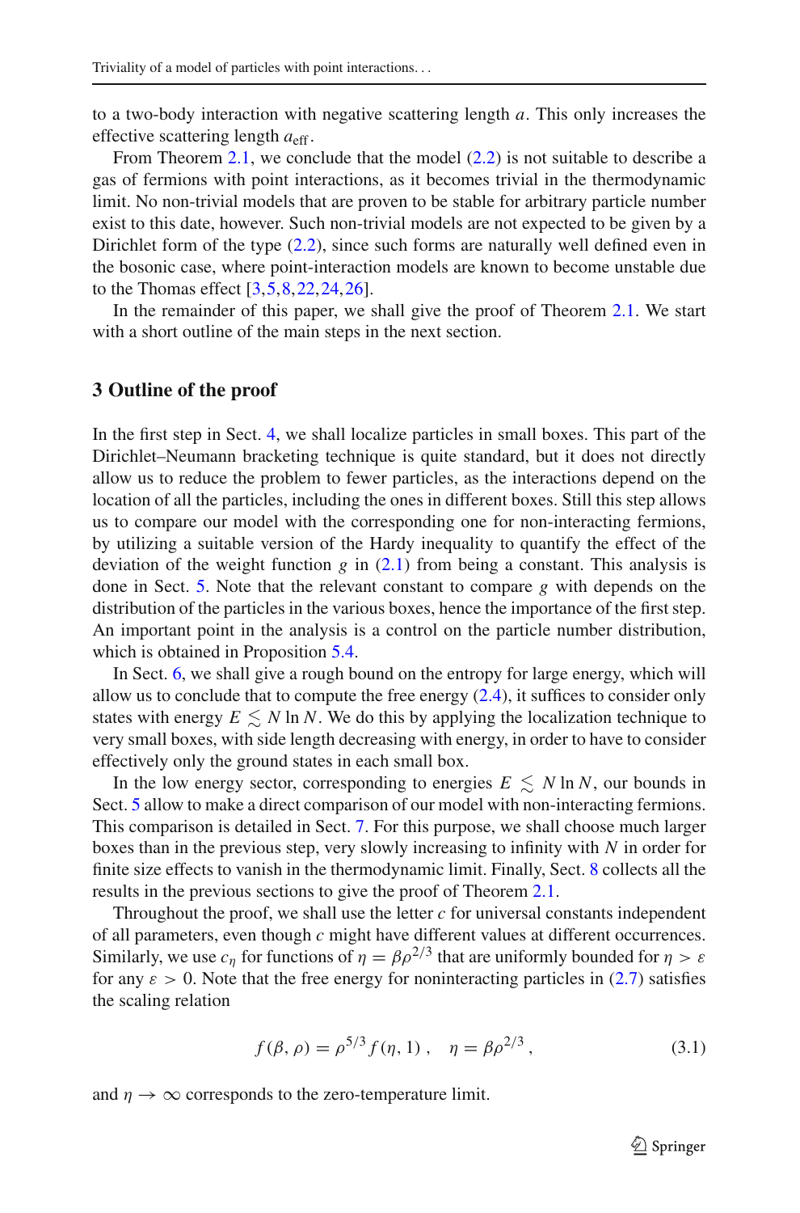to a two-body interaction with negative scattering length $a$. This only increases the effective scattering length $a_{\mathrm{eff}}$.

From Theorem 2.1, we conclude that the model (2.2) is not suitable to describe a gas of fermions with point interactions, as it becomes trivial in the thermodynamic limit. No non-trivial models that are proven to be stable for arbitrary particle number exist to this date, however. Such non-trivial models are not expected to be given by a Dirichlet form of the type (2.2), since such forms are naturally well defined even in the bosonic case, where point-interaction models are known to become unstable due to the Thomas effect [3,5,8,22,24,26].

In the remainder of this paper, we shall give the proof of Theorem 2.1. We start with a short outline of the main steps in the next section.

## 3 Outline of the proof

In the first step in Sect. 4, we shall localize particles in small boxes. This part of the Dirichlet–Neumann bracketing technique is quite standard, but it does not directly allow us to reduce the problem to fewer particles, as the interactions depend on the location of all the particles, including the ones in different boxes. Still this step allows us to compare our model with the corresponding one for non-interacting fermions, by utilizing a suitable version of the Hardy inequality to quantify the effect of the deviation of the weight function $g$ in (2.1) from being a constant. This analysis is done in Sect. 5. Note that the relevant constant to compare $g$ with depends on the distribution of the particles in the various boxes, hence the importance of the first step. An important point in the analysis is a control on the particle number distribution, which is obtained in Proposition 5.4.

In Sect. 6, we shall give a rough bound on the entropy for large energy, which will allow us to conclude that to compute the free energy (2.4), it suffices to consider only states with energy $E \lesssim N \ln N$. We do this by applying the localization technique to very small boxes, with side length decreasing with energy, in order to have to consider effectively only the ground states in each small box.

In the low energy sector, corresponding to energies $E \lesssim N \ln N$, our bounds in Sect. 5 allow to make a direct comparison of our model with non-interacting fermions. This comparison is detailed in Sect. 7. For this purpose, we shall choose much larger boxes than in the previous step, very slowly increasing to infinity with $N$ in order for finite size effects to vanish in the thermodynamic limit. Finally, Sect. 8 collects all the results in the previous sections to give the proof of Theorem 2.1.

Throughout the proof, we shall use the letter $c$ for universal constants independent of all parameters, even though $c$ might have different values at different occurrences. Similarly, we use $c_\eta$ for functions of $\eta = \beta\rho^{2/3}$ that are uniformly bounded for $\eta > \varepsilon$ for any $\varepsilon > 0$. Note that the free energy for noninteracting particles in (2.7) satisfies the scaling relation

$$f(\beta, \rho) = \rho^{5/3} f(\eta, 1) \,, \quad \eta = \beta\rho^{2/3} \,, \tag{3.1}$$

and $\eta \to \infty$ corresponds to the zero-temperature limit.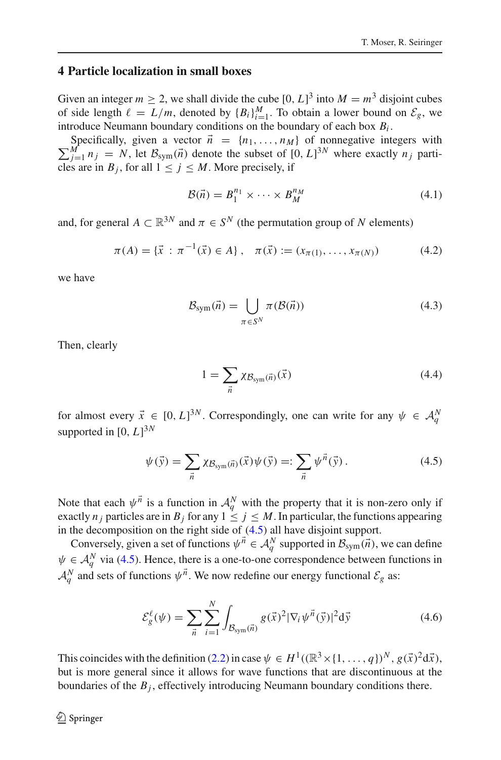## 4 Particle localization in small boxes

Given an integer $m \geq 2$, we shall divide the cube $[0, L]^3$ into $M = m^3$ disjoint cubes of side length $\ell = L/m$, denoted by $\{B_i\}_{i=1}^M$. To obtain a lower bound on $\mathcal{E}_g$, we introduce Neumann boundary conditions on the boundary of each box $B_i$.

Specifically, given a vector $\vec{n} = \{n_1, \ldots, n_M\}$ of nonnegative integers with $\sum_{j=1}^M n_j = N$, let $\mathcal{B}_{\text{sym}}(\vec{n})$ denote the subset of $[0, L]^{3N}$ where exactly $n_j$ particles are in $B_j$, for all $1 \leq j \leq M$. More precisely, if

$$\mathcal{B}(\vec{n}) = B_1^{n_1} \times \cdots \times B_M^{n_M} \tag{4.1}$$

and, for general $A \subset \mathbb{R}^{3N}$ and $\pi \in S^N$ (the permutation group of $N$ elements)

$$\pi(A) = \{\vec{x} \, : \, \pi^{-1}(\vec{x}) \in A\}, \quad \pi(\vec{x}) := (x_{\pi(1)}, \ldots, x_{\pi(N)}) \tag{4.2}$$

we have

$$\mathcal{B}_{\text{sym}}(\vec{n}) = \bigcup_{\pi \in S^N} \pi(\mathcal{B}(\vec{n})) \tag{4.3}$$

Then, clearly

$$1 = \sum_{\vec{n}} \chi_{\mathcal{B}_{\text{sym}}(\vec{n})}(\vec{x}) \tag{4.4}$$

for almost every $\vec{x} \in [0, L]^{3N}$. Correspondingly, one can write for any $\psi \in \mathcal{A}_q^N$ supported in $[0, L]^{3N}$

$$\psi(\vec{y}) = \sum_{\vec{n}} \chi_{\mathcal{B}_{\text{sym}}(\vec{n})}(\vec{x})\psi(\vec{y}) =: \sum_{\vec{n}} \psi^{\vec{n}}(\vec{y}) \, . \tag{4.5}$$

Note that each $\psi^{\vec{n}}$ is a function in $\mathcal{A}_q^N$ with the property that it is non-zero only if exactly $n_j$ particles are in $B_j$ for any $1 \leq j \leq M$. In particular, the functions appearing in the decomposition on the right side of (4.5) all have disjoint support.

Conversely, given a set of functions $\psi^{\vec{n}} \in \mathcal{A}_q^N$ supported in $\mathcal{B}_{\text{sym}}(\vec{n})$, we can define $\psi \in \mathcal{A}_q^N$ via (4.5). Hence, there is a one-to-one correspondence between functions in $\mathcal{A}_q^N$ and sets of functions $\psi^{\vec{n}}$. We now redefine our energy functional $\mathcal{E}_g$ as:

$$\mathcal{E}_g^{\ell}(\psi) = \sum_{\vec{n}} \sum_{i=1}^N \int_{\mathcal{B}_{\text{sym}}(\vec{n})} g(\vec{x})^2 |\nabla_i \psi^{\vec{n}}(\vec{y})|^2 \mathrm{d}\vec{y} \tag{4.6}$$

This coincides with the definition (2.2) in case $\psi \in H^1((\mathbb{R}^3 \times \{1, \ldots, q\})^N, g(\vec{x})^2 \mathrm{d}\vec{x})$, but is more general since it allows for wave functions that are discontinuous at the boundaries of the $B_j$, effectively introducing Neumann boundary conditions there.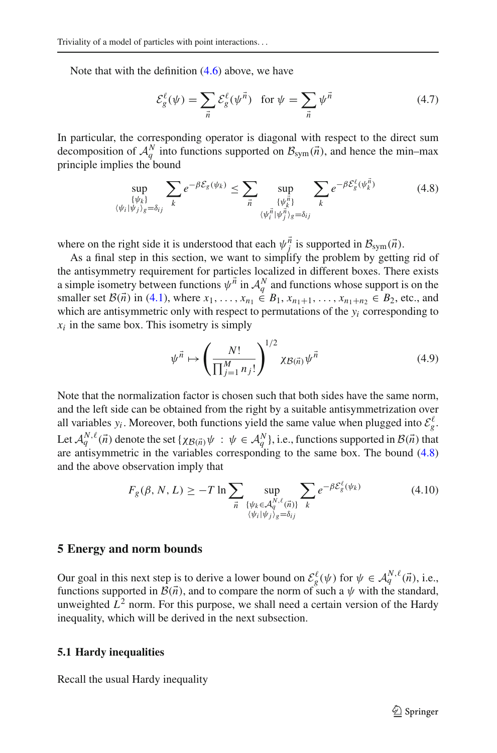Note that with the definition (4.6) above, we have

$$\mathcal{E}_g^\ell(\psi) = \sum_{\vec{n}} \mathcal{E}_g^\ell(\psi^{\vec{n}}) \quad \text{for } \psi = \sum_{\vec{n}} \psi^{\vec{n}} \tag{4.7}$$

In particular, the corresponding operator is diagonal with respect to the direct sum decomposition of $\mathcal{A}_q^N$ into functions supported on $\mathcal{B}_{\mathrm{sym}}(\vec{n})$, and hence the min–max principle implies the bound

$$\sup_{\substack{\{\psi_k\} \\ \langle \psi_i | \psi_j \rangle_g = \delta_{ij}}} \sum_k e^{-\beta \mathcal{E}_g(\psi_k)} \leq \sum_{\vec{n}} \sup_{\substack{\{\psi_k^{\vec{n}}\} \\ \langle \psi_i^{\vec{n}} | \psi_j^{\vec{n}} \rangle_g = \delta_{ij}}} \sum_k e^{-\beta \mathcal{E}_g^\ell(\psi_k^{\vec{n}})} \tag{4.8}$$

where on the right side it is understood that each $\psi_j^{\vec{n}}$ is supported in $\mathcal{B}_{\mathrm{sym}}(\vec{n})$.

As a final step in this section, we want to simplify the problem by getting rid of the antisymmetry requirement for particles localized in different boxes. There exists a simple isometry between functions $\psi^{\vec{n}}$ in $\mathcal{A}_q^N$ and functions whose support is on the smaller set $\mathcal{B}(\vec{n})$ in (4.1), where $x_1, \ldots, x_{n_1} \in B_1$, $x_{n_1+1}, \ldots, x_{n_1+n_2} \in B_2$, etc., and which are antisymmetric only with respect to permutations of the $y_i$ corresponding to $x_i$ in the same box. This isometry is simply

$$\psi^{\vec{n}} \mapsto \left( \frac{N!}{\prod_{j=1}^M n_j!} \right)^{1/2} \chi_{\mathcal{B}(\vec{n})} \psi^{\vec{n}} \tag{4.9}$$

Note that the normalization factor is chosen such that both sides have the same norm, and the left side can be obtained from the right by a suitable antisymmetrization over all variables $y_i$. Moreover, both functions yield the same value when plugged into $\mathcal{E}_g^\ell$. Let $\mathcal{A}_q^{N,\ell}(\vec{n})$ denote the set $\{\chi_{\mathcal{B}(\vec{n})}\psi \;:\; \psi \in \mathcal{A}_q^N\}$, i.e., functions supported in $\mathcal{B}(\vec{n})$ that are antisymmetric in the variables corresponding to the same box. The bound (4.8) and the above observation imply that

$$F_g(\beta, N, L) \geq -T \ln \sum_{\vec{n}} \sup_{\substack{\{\psi_k \in \mathcal{A}_q^{N,\ell}(\vec{n})\} \\ \langle \psi_i | \psi_j \rangle_g = \delta_{ij}}} \sum_k e^{-\beta \mathcal{E}_g^\ell(\psi_k)} \tag{4.10}$$

## 5 Energy and norm bounds

Our goal in this next step is to derive a lower bound on $\mathcal{E}_g^\ell(\psi)$ for $\psi \in \mathcal{A}_q^{N,\ell}(\vec{n})$, i.e., functions supported in $\mathcal{B}(\vec{n})$, and to compare the norm of such a $\psi$ with the standard, unweighted $L^2$ norm. For this purpose, we shall need a certain version of the Hardy inequality, which will be derived in the next subsection.

### 5.1 Hardy inequalities

Recall the usual Hardy inequality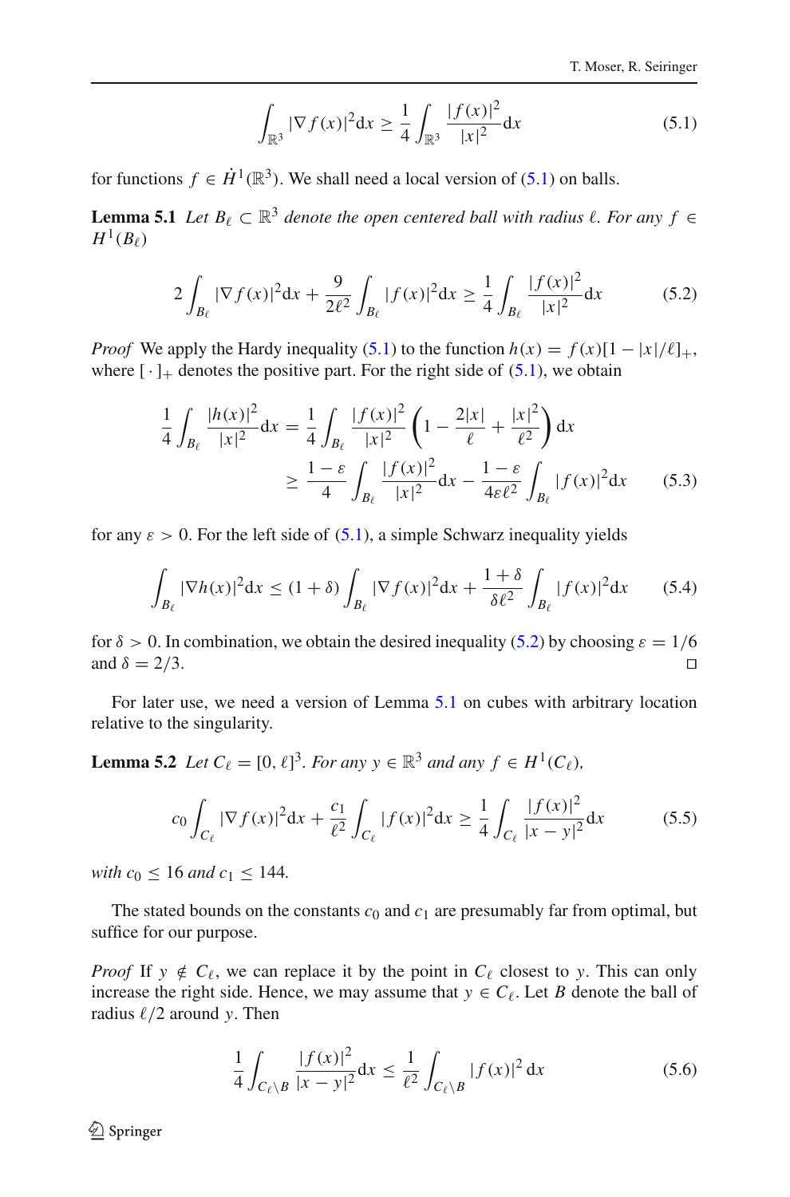$$\int_{\mathbb{R}^3} |\nabla f(x)|^2 \mathrm{d}x \geq \frac{1}{4} \int_{\mathbb{R}^3} \frac{|f(x)|^2}{|x|^2} \mathrm{d}x \tag{5.1}$$

for functions $f \in \dot{H}^1(\mathbb{R}^3)$. We shall need a local version of (5.1) on balls.

**Lemma 5.1** *Let $B_\ell \subset \mathbb{R}^3$ denote the open centered ball with radius $\ell$. For any $f \in H^1(B_\ell)$*

$$2 \int_{B_\ell} |\nabla f(x)|^2 \mathrm{d}x + \frac{9}{2\ell^2} \int_{B_\ell} |f(x)|^2 \mathrm{d}x \geq \frac{1}{4} \int_{B_\ell} \frac{|f(x)|^2}{|x|^2} \mathrm{d}x \tag{5.2}$$

*Proof* We apply the Hardy inequality (5.1) to the function $h(x) = f(x)[1 - |x|/\ell]_+$, where $[\,\cdot\,]_+$ denotes the positive part. For the right side of (5.1), we obtain

$$\begin{aligned} \frac{1}{4} \int_{B_\ell} \frac{|h(x)|^2}{|x|^2} \mathrm{d}x &= \frac{1}{4} \int_{B_\ell} \frac{|f(x)|^2}{|x|^2} \left(1 - \frac{2|x|}{\ell} + \frac{|x|^2}{\ell^2}\right) \mathrm{d}x \\ &\geq \frac{1-\varepsilon}{4} \int_{B_\ell} \frac{|f(x)|^2}{|x|^2} \mathrm{d}x - \frac{1-\varepsilon}{4\varepsilon\ell^2} \int_{B_\ell} |f(x)|^2 \mathrm{d}x \end{aligned} \tag{5.3}$$

for any $\varepsilon > 0$. For the left side of (5.1), a simple Schwarz inequality yields

$$\int_{B_\ell} |\nabla h(x)|^2 \mathrm{d}x \leq (1+\delta) \int_{B_\ell} |\nabla f(x)|^2 \mathrm{d}x + \frac{1+\delta}{\delta\ell^2} \int_{B_\ell} |f(x)|^2 \mathrm{d}x \tag{5.4}$$

for $\delta > 0$. In combination, we obtain the desired inequality (5.2) by choosing $\varepsilon = 1/6$ and $\delta = 2/3$. □

For later use, we need a version of Lemma 5.1 on cubes with arbitrary location relative to the singularity.

**Lemma 5.2** *Let $C_\ell = [0, \ell]^3$. For any $y \in \mathbb{R}^3$ and any $f \in H^1(C_\ell)$,*

$$c_0 \int_{C_\ell} |\nabla f(x)|^2 \mathrm{d}x + \frac{c_1}{\ell^2} \int_{C_\ell} |f(x)|^2 \mathrm{d}x \geq \frac{1}{4} \int_{C_\ell} \frac{|f(x)|^2}{|x-y|^2} \mathrm{d}x \tag{5.5}$$

*with $c_0 \leq 16$ and $c_1 \leq 144$.*

The stated bounds on the constants $c_0$ and $c_1$ are presumably far from optimal, but suffice for our purpose.

*Proof* If $y \notin C_\ell$, we can replace it by the point in $C_\ell$ closest to $y$. This can only increase the right side. Hence, we may assume that $y \in C_\ell$. Let $B$ denote the ball of radius $\ell/2$ around $y$. Then

$$\frac{1}{4} \int_{C_\ell \setminus B} \frac{|f(x)|^2}{|x-y|^2} \mathrm{d}x \leq \frac{1}{\ell^2} \int_{C_\ell \setminus B} |f(x)|^2 \, \mathrm{d}x \tag{5.6}$$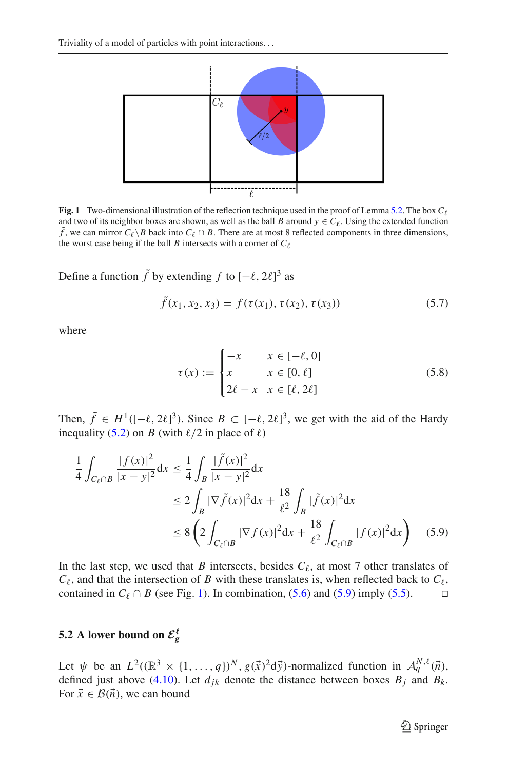**Fig. 1** Two-dimensional illustration of the reflection technique used in the proof of Lemma 5.2. The box $C_\ell$ and two of its neighbor boxes are shown, as well as the ball $B$ around $y \in C_\ell$. Using the extended function $\tilde{f}$, we can mirror $C_\ell \backslash B$ back into $C_\ell \cap B$. There are at most 8 reflected components in three dimensions, the worst case being if the ball $B$ intersects with a corner of $C_\ell$

Define a function $\tilde{f}$ by extending $f$ to $[-\ell, 2\ell]^3$ as

$$\tilde{f}(x_1, x_2, x_3) = f(\tau(x_1), \tau(x_2), \tau(x_3)) \tag{5.7}$$

where

$$\tau(x) := \begin{cases} -x & x \in [-\ell, 0] \\ x & x \in [0, \ell] \\ 2\ell - x & x \in [\ell, 2\ell] \end{cases} \tag{5.8}$$

Then, $\tilde{f} \in H^1([-\ell, 2\ell]^3)$. Since $B \subset [-\ell, 2\ell]^3$, we get with the aid of the Hardy inequality (5.2) on $B$ (with $\ell/2$ in place of $\ell$)

$$\begin{aligned} \frac{1}{4} \int_{C_\ell \cap B} \frac{|f(x)|^2}{|x-y|^2} \mathrm{d}x &\leq \frac{1}{4} \int_B \frac{|\tilde{f}(x)|^2}{|x-y|^2} \mathrm{d}x \\ &\leq 2 \int_B |\nabla \tilde{f}(x)|^2 \mathrm{d}x + \frac{18}{\ell^2} \int_B |\tilde{f}(x)|^2 \mathrm{d}x \\ &\leq 8 \left( 2 \int_{C_\ell \cap B} |\nabla f(x)|^2 \mathrm{d}x + \frac{18}{\ell^2} \int_{C_\ell \cap B} |f(x)|^2 \mathrm{d}x \right) \end{aligned} \tag{5.9}$$

In the last step, we used that $B$ intersects, besides $C_\ell$, at most 7 other translates of $C_\ell$, and that the intersection of $B$ with these translates is, when reflected back to $C_\ell$, contained in $C_\ell \cap B$ (see Fig. 1). In combination, (5.6) and (5.9) imply (5.5). □

### 5.2 A lower bound on $\mathcal{E}_g^\ell$

Let $\psi$ be an $L^2((\mathbb{R}^3 \times \{1, \ldots, q\})^N, g(\vec{x})^2 \mathrm{d}\vec{y})$-normalized function in $\mathcal{A}_q^{N,\ell}(\vec{n})$, defined just above (4.10). Let $d_{jk}$ denote the distance between boxes $B_j$ and $B_k$. For $\vec{x} \in \mathcal{B}(\vec{n})$, we can bound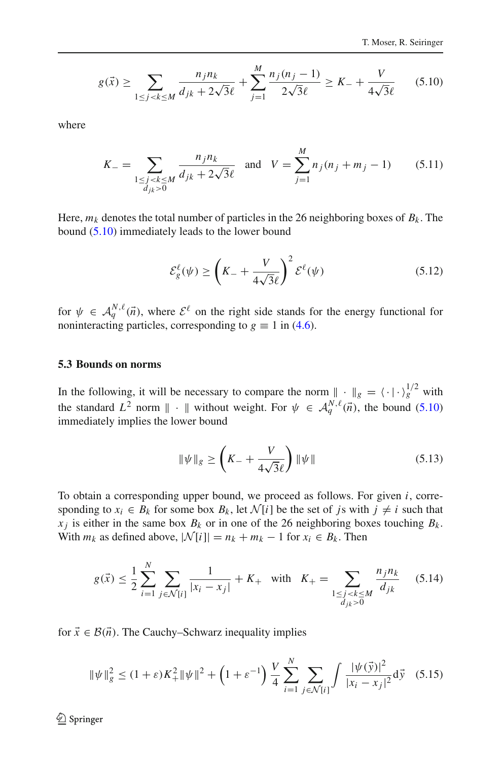$$g(\vec{x}) \geq \sum_{1\leq j<k\leq M} \frac{n_j n_k}{d_{jk} + 2\sqrt{3}\ell} + \sum_{j=1}^{M} \frac{n_j(n_j-1)}{2\sqrt{3}\ell} \geq K_- + \frac{V}{4\sqrt{3}\ell} \tag{5.10}$$

where

$$K_- = \sum_{\substack{1\leq j<k\leq M \\ d_{jk}>0}} \frac{n_j n_k}{d_{jk} + 2\sqrt{3}\ell} \quad \text{and} \quad V = \sum_{j=1}^{M} n_j(n_j + m_j - 1) \tag{5.11}$$

Here, $m_k$ denotes the total number of particles in the 26 neighboring boxes of $B_k$. The bound (5.10) immediately leads to the lower bound

$$\mathcal{E}_g^\ell(\psi) \geq \left(K_- + \frac{V}{4\sqrt{3}\ell}\right)^2 \mathcal{E}^\ell(\psi) \tag{5.12}$$

for $\psi \in \mathcal{A}_q^{N,\ell}(\vec{n})$, where $\mathcal{E}^\ell$ on the right side stands for the energy functional for noninteracting particles, corresponding to $g \equiv 1$ in (4.6).

### 5.3 Bounds on norms

In the following, it will be necessary to compare the norm $\|\cdot\|_g = \langle\cdot|\cdot\rangle_g^{1/2}$ with the standard $L^2$ norm $\|\cdot\|$ without weight. For $\psi \in \mathcal{A}_q^{N,\ell}(\vec{n})$, the bound (5.10) immediately implies the lower bound

$$\|\psi\|_g \geq \left(K_- + \frac{V}{4\sqrt{3}\ell}\right) \|\psi\| \tag{5.13}$$

To obtain a corresponding upper bound, we proceed as follows. For given $i$, corresponding to $x_i \in B_k$ for some box $B_k$, let $\mathcal{N}[i]$ be the set of $j$s with $j \neq i$ such that $x_j$ is either in the same box $B_k$ or in one of the 26 neighboring boxes touching $B_k$. With $m_k$ as defined above, $|\mathcal{N}[i]| = n_k + m_k - 1$ for $x_i \in B_k$. Then

$$g(\vec{x}) \leq \frac{1}{2}\sum_{i=1}^{N} \sum_{j\in\mathcal{N}[i]} \frac{1}{|x_i - x_j|} + K_+ \quad \text{with} \quad K_+ = \sum_{\substack{1\leq j<k\leq M \\ d_{jk}>0}} \frac{n_j n_k}{d_{jk}} \tag{5.14}$$

for $\vec{x} \in \mathcal{B}(\vec{n})$. The Cauchy–Schwarz inequality implies

$$\|\psi\|_g^2 \leq (1+\varepsilon)K_+^2\|\psi\|^2 + \left(1+\varepsilon^{-1}\right)\frac{V}{4}\sum_{i=1}^{N}\sum_{j\in\mathcal{N}[i]} \int \frac{|\psi(\vec{y})|^2}{|x_i - x_j|^2} d\vec{y} \tag{5.15}$$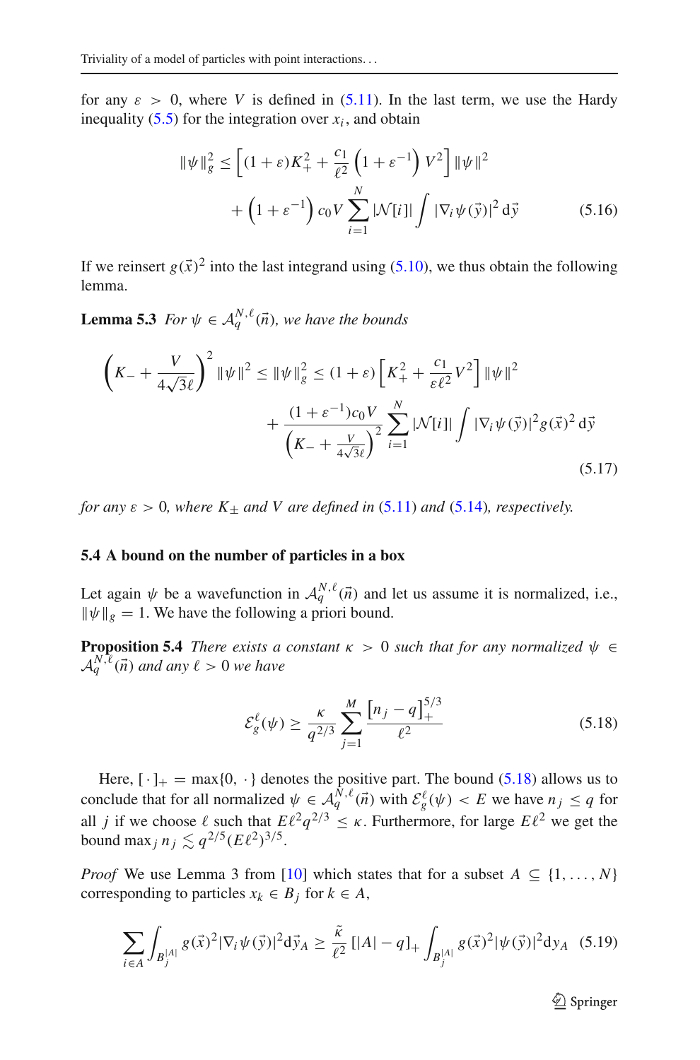for any $\varepsilon > 0$, where $V$ is defined in (5.11). In the last term, we use the Hardy inequality (5.5) for the integration over $x_i$, and obtain

$$
\begin{aligned}
\|\psi\|_g^2 \leq & \left[(1+\varepsilon)K_+^2 + \frac{c_1}{\ell^2}\left(1+\varepsilon^{-1}\right)V^2\right]\|\psi\|^2 \\
& + \left(1+\varepsilon^{-1}\right)c_0 V \sum_{i=1}^{N} |\mathcal{N}[i]| \int |\nabla_i \psi(\vec{y})|^2 \, \mathrm{d}\vec{y}
\end{aligned}
\tag{5.16}
$$

If we reinsert $g(\vec{x})^2$ into the last integrand using (5.10), we thus obtain the following lemma.

**Lemma 5.3** *For $\psi \in \mathcal{A}_q^{N,\ell}(\vec{n})$, we have the bounds*

$$
\begin{aligned}
\left(K_- + \frac{V}{4\sqrt{3}\ell}\right)^2 \|\psi\|^2 \leq \|\psi\|_g^2 \leq & (1+\varepsilon)\left[K_+^2 + \frac{c_1}{\varepsilon\ell^2}V^2\right]\|\psi\|^2 \\
& + \frac{(1+\varepsilon^{-1})c_0 V}{\left(K_- + \frac{V}{4\sqrt{3}\ell}\right)^2} \sum_{i=1}^{N} |\mathcal{N}[i]| \int |\nabla_i \psi(\vec{y})|^2 g(\vec{x})^2 \, \mathrm{d}\vec{y}
\end{aligned}
\tag{5.17}
$$

*for any $\varepsilon > 0$, where $K_\pm$ and $V$ are defined in (5.11) and (5.14), respectively.*

### 5.4 A bound on the number of particles in a box

Let again $\psi$ be a wavefunction in $\mathcal{A}_q^{N,\ell}(\vec{n})$ and let us assume it is normalized, i.e., $\|\psi\|_g = 1$. We have the following a priori bound.

**Proposition 5.4** *There exists a constant $\kappa > 0$ such that for any normalized $\psi \in \mathcal{A}_q^{N,\ell}(\vec{n})$ and any $\ell > 0$ we have*

$$
\mathcal{E}_g^\ell(\psi) \geq \frac{\kappa}{q^{2/3}} \sum_{j=1}^{M} \frac{[n_j - q]_+^{5/3}}{\ell^2}
\tag{5.18}
$$

Here, $[\,\cdot\,]_+ = \max\{0, \cdot\}$ denotes the positive part. The bound (5.18) allows us to conclude that for all normalized $\psi \in \mathcal{A}_q^{N,\ell}(\vec{n})$ with $\mathcal{E}_g^\ell(\psi) < E$ we have $n_j \leq q$ for all $j$ if we choose $\ell$ such that $E\ell^2 q^{2/3} \leq \kappa$. Furthermore, for large $E\ell^2$ we get the bound $\max_j n_j \lesssim q^{2/5}(E\ell^2)^{3/5}$.

*Proof* We use Lemma 3 from [10] which states that for a subset $A \subseteq \{1, \ldots, N\}$ corresponding to particles $x_k \in B_j$ for $k \in A$,

$$
\sum_{i \in A} \int_{B_j^{|A|}} g(\vec{x})^2 |\nabla_i \psi(\vec{y})|^2 \mathrm{d}\vec{y}_A \geq \frac{\tilde{\kappa}}{\ell^2}\,[|A| - q]_+ \int_{B_j^{|A|}} g(\vec{x})^2 |\psi(\vec{y})|^2 \mathrm{d}y_A
\tag{5.19}
$$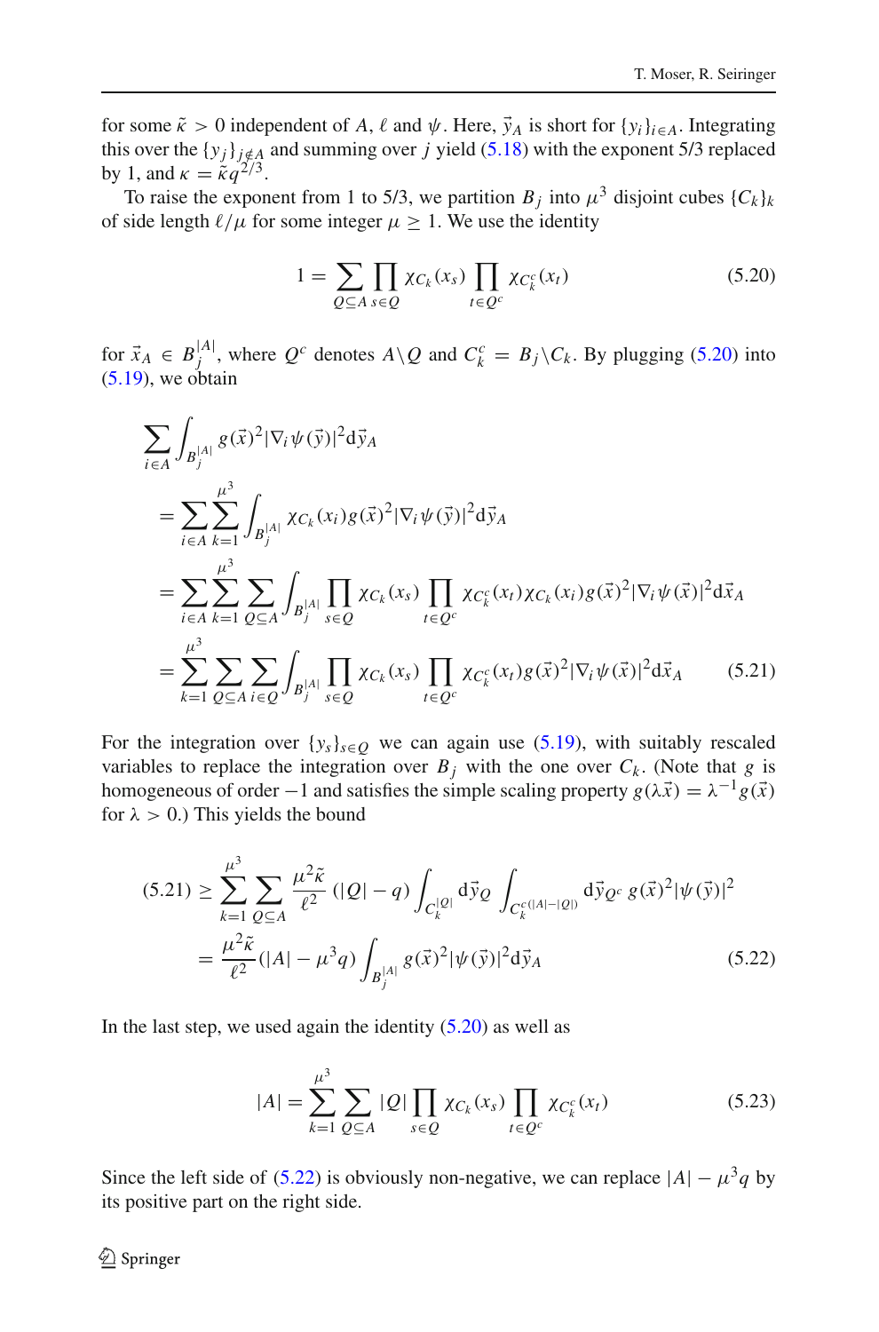for some $\tilde{\kappa} > 0$ independent of $A$, $\ell$ and $\psi$. Here, $\vec{y}_A$ is short for $\{y_i\}_{i\in A}$. Integrating this over the $\{y_j\}_{j\notin A}$ and summing over $j$ yield (5.18) with the exponent 5/3 replaced by 1, and $\kappa = \tilde{\kappa} q^{2/3}$.

To raise the exponent from 1 to 5/3, we partition $B_j$ into $\mu^3$ disjoint cubes $\{C_k\}_k$ of side length $\ell/\mu$ for some integer $\mu \geq 1$. We use the identity

$$1 = \sum_{Q\subseteq A} \prod_{s\in Q} \chi_{C_k}(x_s) \prod_{t\in Q^c} \chi_{C_k^c}(x_t) \tag{5.20}$$

for $\vec{x}_A \in B_j^{|A|}$, where $Q^c$ denotes $A\backslash Q$ and $C_k^c = B_j \backslash C_k$. By plugging (5.20) into (5.19), we obtain

$$\begin{aligned}
&\sum_{i\in A} \int_{B_j^{|A|}} g(\vec{x})^2 |\nabla_i \psi(\vec{y})|^2 \mathrm{d}\vec{y}_A \\
&= \sum_{i\in A} \sum_{k=1}^{\mu^3} \int_{B_j^{|A|}} \chi_{C_k}(x_i) g(\vec{x})^2 |\nabla_i \psi(\vec{y})|^2 \mathrm{d}\vec{y}_A \\
&= \sum_{i\in A} \sum_{k=1}^{\mu^3} \sum_{Q\subseteq A} \int_{B_j^{|A|}} \prod_{s\in Q} \chi_{C_k}(x_s) \prod_{t\in Q^c} \chi_{C_k^c}(x_t) \chi_{C_k}(x_i) g(\vec{x})^2 |\nabla_i \psi(\vec{x})|^2 \mathrm{d}\vec{x}_A \\
&= \sum_{k=1}^{\mu^3} \sum_{Q\subseteq A} \sum_{i\in Q} \int_{B_j^{|A|}} \prod_{s\in Q} \chi_{C_k}(x_s) \prod_{t\in Q^c} \chi_{C_k^c}(x_t) g(\vec{x})^2 |\nabla_i \psi(\vec{x})|^2 \mathrm{d}\vec{x}_A
\end{aligned} \tag{5.21}$$

For the integration over $\{y_s\}_{s\in Q}$ we can again use (5.19), with suitably rescaled variables to replace the integration over $B_j$ with the one over $C_k$. (Note that $g$ is homogeneous of order $-1$ and satisfies the simple scaling property $g(\lambda\vec{x}) = \lambda^{-1} g(\vec{x})$ for $\lambda > 0$.) This yields the bound

$$\begin{aligned}
(5.21) &\geq \sum_{k=1}^{\mu^3} \sum_{Q\subseteq A} \frac{\mu^2 \tilde{\kappa}}{\ell^2} (|Q| - q) \int_{C_k^{|Q|}} \mathrm{d}\vec{y}_Q \int_{C_k^{c\,(|A|-|Q|)}} \mathrm{d}\vec{y}_{Q^c}\, g(\vec{x})^2 |\psi(\vec{y})|^2 \\
&= \frac{\mu^2 \tilde{\kappa}}{\ell^2} (|A| - \mu^3 q) \int_{B_j^{|A|}} g(\vec{x})^2 |\psi(\vec{y})|^2 \mathrm{d}\vec{y}_A
\end{aligned} \tag{5.22}$$

In the last step, we used again the identity (5.20) as well as

$$|A| = \sum_{k=1}^{\mu^3} \sum_{Q\subseteq A} |Q| \prod_{s\in Q} \chi_{C_k}(x_s) \prod_{t\in Q^c} \chi_{C_k^c}(x_t) \tag{5.23}$$

Since the left side of (5.22) is obviously non-negative, we can replace $|A| - \mu^3 q$ by its positive part on the right side.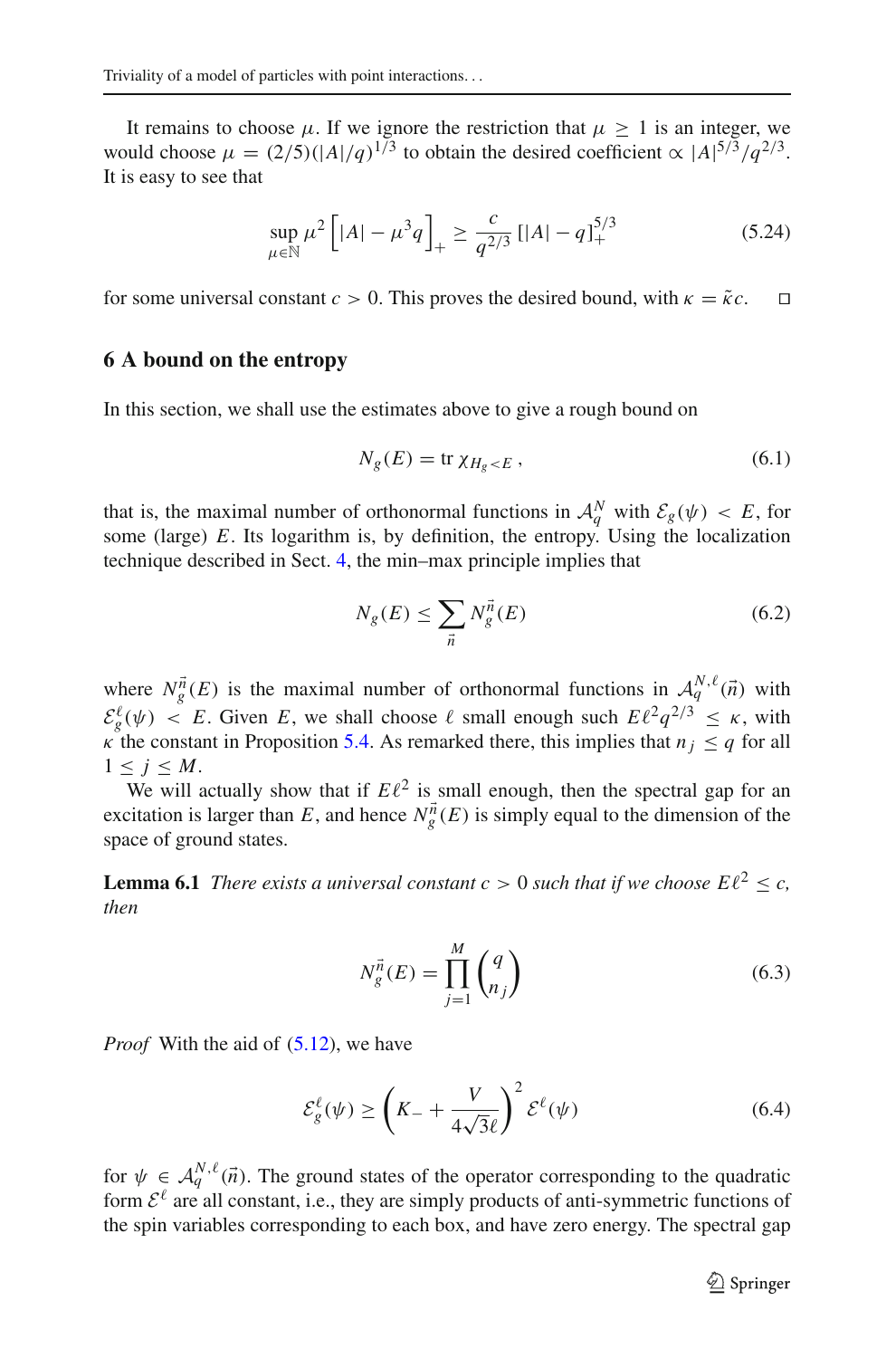It remains to choose $\mu$. If we ignore the restriction that $\mu \geq 1$ is an integer, we would choose $\mu = (2/5)(|A|/q)^{1/3}$ to obtain the desired coefficient $\propto |A|^{5/3}/q^{2/3}$. It is easy to see that

$$\sup_{\mu \in \mathbb{N}} \mu^2 \left[ |A| - \mu^3 q \right]_+ \geq \frac{c}{q^{2/3}} \left[ |A| - q \right]_+^{5/3} \tag{5.24}$$

for some universal constant $c > 0$. This proves the desired bound, with $\kappa = \tilde{\kappa} c$. $\square$

## 6 A bound on the entropy

In this section, we shall use the estimates above to give a rough bound on

$$N_g(E) = \operatorname{tr} \chi_{H_g < E} \,, \tag{6.1}$$

that is, the maximal number of orthonormal functions in $\mathcal{A}_q^N$ with $\mathcal{E}_g(\psi) < E$, for some (large) $E$. Its logarithm is, by definition, the entropy. Using the localization technique described in Sect. 4, the min–max principle implies that

$$N_g(E) \leq \sum_{\vec{n}} N_g^{\vec{n}}(E) \tag{6.2}$$

where $N_g^{\vec{n}}(E)$ is the maximal number of orthonormal functions in $\mathcal{A}_q^{N,\ell}(\vec{n})$ with $\mathcal{E}_g^\ell(\psi) < E$. Given $E$, we shall choose $\ell$ small enough such $E\ell^2 q^{2/3} \leq \kappa$, with $\kappa$ the constant in Proposition 5.4. As remarked there, this implies that $n_j \leq q$ for all $1 \leq j \leq M$.

We will actually show that if $E\ell^2$ is small enough, then the spectral gap for an excitation is larger than $E$, and hence $N_g^{\vec{n}}(E)$ is simply equal to the dimension of the space of ground states.

**Lemma 6.1** *There exists a universal constant $c > 0$ such that if we choose $E\ell^2 \leq c$, then*

$$N_g^{\vec{n}}(E) = \prod_{j=1}^{M} \binom{q}{n_j} \tag{6.3}$$

*Proof* With the aid of (5.12), we have

$$\mathcal{E}_g^\ell(\psi) \geq \left( K_- + \frac{V}{4\sqrt{3}\ell} \right)^2 \mathcal{E}^\ell(\psi) \tag{6.4}$$

for $\psi \in \mathcal{A}_q^{N,\ell}(\vec{n})$. The ground states of the operator corresponding to the quadratic form $\mathcal{E}^\ell$ are all constant, i.e., they are simply products of anti-symmetric functions of the spin variables corresponding to each box, and have zero energy. The spectral gap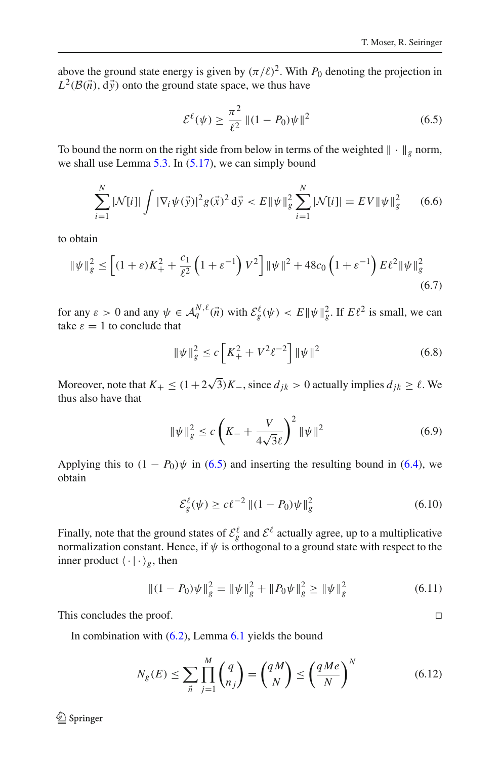above the ground state energy is given by $(\pi/\ell)^2$. With $P_0$ denoting the projection in $L^2(\mathcal{B}(\vec{n}), \mathrm{d}\vec{y})$ onto the ground state space, we thus have

$$\mathcal{E}^\ell(\psi) \geq \frac{\pi^2}{\ell^2} \|(1 - P_0)\psi\|^2 \tag{6.5}$$

To bound the norm on the right side from below in terms of the weighted $\|\cdot\|_g$ norm, we shall use Lemma 5.3. In (5.17), we can simply bound

$$\sum_{i=1}^{N} |\mathcal{N}[i]| \int |\nabla_i \psi(\vec{y})|^2 g(\vec{x})^2 \, \mathrm{d}\vec{y} < E\|\psi\|_g^2 \sum_{i=1}^{N} |\mathcal{N}[i]| = EV\|\psi\|_g^2 \tag{6.6}$$

to obtain

$$\|\psi\|_g^2 \leq \left[(1+\varepsilon)K_+^2 + \frac{c_1}{\ell^2}\left(1+\varepsilon^{-1}\right)V^2\right]\|\psi\|^2 + 48c_0\left(1+\varepsilon^{-1}\right)E\ell^2\|\psi\|_g^2 \tag{6.7}$$

for any $\varepsilon > 0$ and any $\psi \in \mathcal{A}_q^{N,\ell}(\vec{n})$ with $\mathcal{E}_g^\ell(\psi) < E\|\psi\|_g^2$. If $E\ell^2$ is small, we can take $\varepsilon = 1$ to conclude that

$$\|\psi\|_g^2 \leq c\left[K_+^2 + V^2\ell^{-2}\right]\|\psi\|^2 \tag{6.8}$$

Moreover, note that $K_+ \leq (1+2\sqrt{3})K_-$, since $d_{jk} > 0$ actually implies $d_{jk} \geq \ell$. We thus also have that

$$\|\psi\|_g^2 \leq c\left(K_- + \frac{V}{4\sqrt{3}\ell}\right)^2\|\psi\|^2 \tag{6.9}$$

Applying this to $(1 - P_0)\psi$ in (6.5) and inserting the resulting bound in (6.4), we obtain

$$\mathcal{E}_g^\ell(\psi) \geq c\ell^{-2}\|(1 - P_0)\psi\|_g^2 \tag{6.10}$$

Finally, note that the ground states of $\mathcal{E}_g^\ell$ and $\mathcal{E}^\ell$ actually agree, up to a multiplicative normalization constant. Hence, if $\psi$ is orthogonal to a ground state with respect to the inner product $\langle\cdot|\cdot\rangle_g$, then

$$\|(1 - P_0)\psi\|_g^2 = \|\psi\|_g^2 + \|P_0\psi\|_g^2 \geq \|\psi\|_g^2 \tag{6.11}$$

This concludes the proof. □

In combination with (6.2), Lemma 6.1 yields the bound

$$N_g(E) \leq \sum_{\vec{n}} \prod_{j=1}^{M} \binom{q}{n_j} = \binom{qM}{N} \leq \left(\frac{qMe}{N}\right)^N \tag{6.12}$$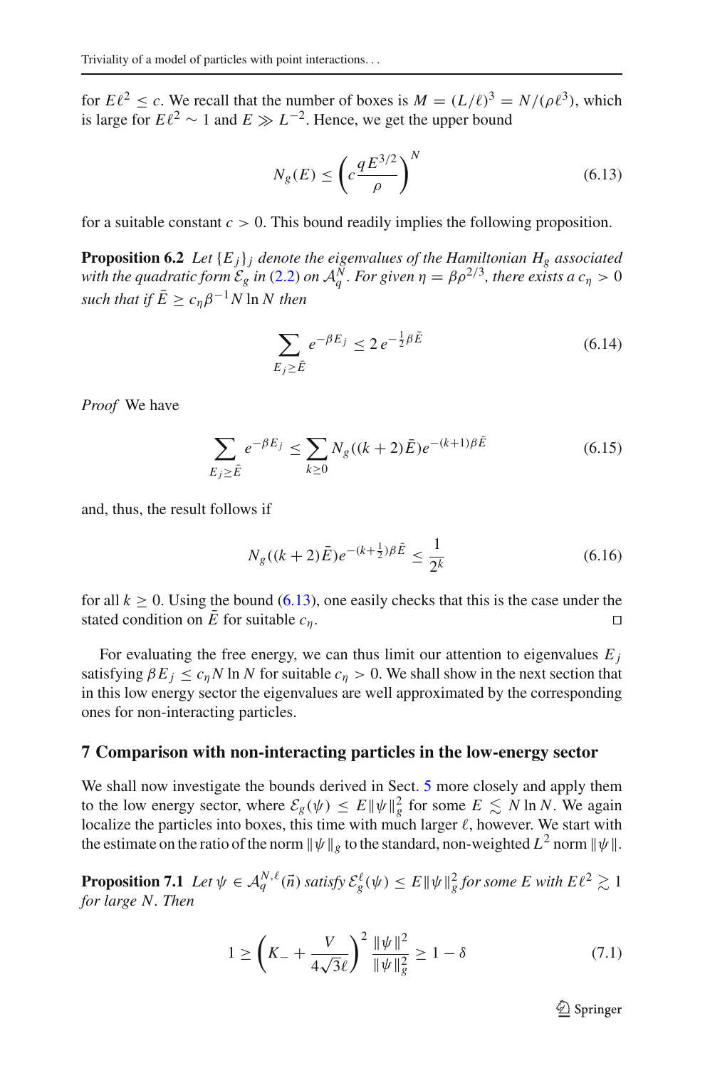for $E\ell^2 \le c$. We recall that the number of boxes is $M = (L/\ell)^3 = N/(\rho\ell^3)$, which is large for $E\ell^2 \sim 1$ and $E \gg L^{-2}$. Hence, we get the upper bound

$$
N_g(E) \le \left( c \frac{q E^{3/2}}{\rho} \right)^N \tag{6.13}
$$

for a suitable constant $c > 0$. This bound readily implies the following proposition.

**Proposition 6.2** *Let $\{E_j\}_j$ denote the eigenvalues of the Hamiltonian $H_g$ associated with the quadratic form $\mathcal{E}_g$ in (2.2) on $\mathcal{A}_q^N$. For given $\eta = \beta\rho^{2/3}$, there exists a $c_\eta > 0$ such that if $\bar{E} \ge c_\eta \beta^{-1} N \ln N$ then*

$$
\sum_{E_j \ge \bar{E}} e^{-\beta E_j} \le 2\, e^{-\frac{1}{2}\beta \bar{E}} \tag{6.14}
$$

*Proof* We have

$$
\sum_{E_j \ge \bar{E}} e^{-\beta E_j} \le \sum_{k \ge 0} N_g((k+2)\bar{E}) e^{-(k+1)\beta \bar{E}} \tag{6.15}
$$

and, thus, the result follows if

$$
N_g((k+2)\bar{E}) e^{-(k+\frac{1}{2})\beta \bar{E}} \le \frac{1}{2^k} \tag{6.16}
$$

for all $k \ge 0$. Using the bound (6.13), one easily checks that this is the case under the stated condition on $\bar{E}$ for suitable $c_\eta$. □

For evaluating the free energy, we can thus limit our attention to eigenvalues $E_j$ satisfying $\beta E_j \le c_\eta N \ln N$ for suitable $c_\eta > 0$. We shall show in the next section that in this low energy sector the eigenvalues are well approximated by the corresponding ones for non-interacting particles.

## 7 Comparison with non-interacting particles in the low-energy sector

We shall now investigate the bounds derived in Sect. 5 more closely and apply them to the low energy sector, where $\mathcal{E}_g(\psi) \le E\|\psi\|_g^2$ for some $E \lesssim N \ln N$. We again localize the particles into boxes, this time with much larger $\ell$, however. We start with the estimate on the ratio of the norm $\|\psi\|_g$ to the standard, non-weighted $L^2$ norm $\|\psi\|$.

**Proposition 7.1** *Let $\psi \in \mathcal{A}_q^{N,\ell}(\vec{n})$ satisfy $\mathcal{E}_g^\ell(\psi) \le E\|\psi\|_g^2$ for some $E$ with $E\ell^2 \gtrsim 1$ for large $N$. Then*

$$
1 \ge \left( K_- + \frac{V}{4\sqrt{3}\ell} \right)^2 \frac{\|\psi\|^2}{\|\psi\|_g^2} \ge 1 - \delta \tag{7.1}
$$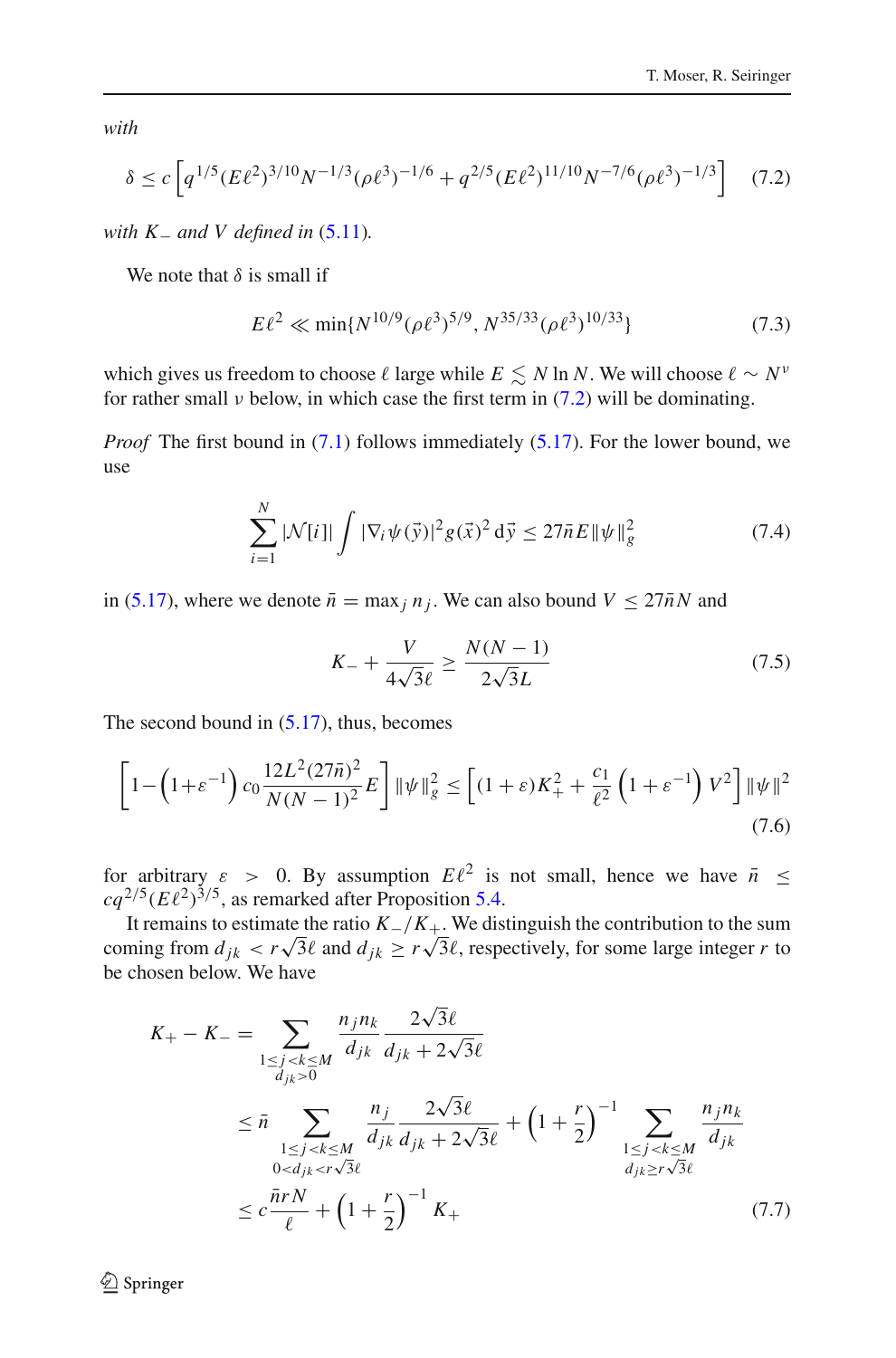*with*

$$\delta \le c\left[q^{1/5}(E\ell^2)^{3/10}N^{-1/3}(\rho\ell^3)^{-1/6} + q^{2/5}(E\ell^2)^{11/10}N^{-7/6}(\rho\ell^3)^{-1/3}\right] \tag{7.2}$$

*with $K_-$ and $V$ defined in* (5.11).

We note that $\delta$ is small if

$$E\ell^2 \ll \min\{N^{10/9}(\rho\ell^3)^{5/9}, N^{35/33}(\rho\ell^3)^{10/33}\} \tag{7.3}$$

which gives us freedom to choose $\ell$ large while $E \lesssim N \ln N$. We will choose $\ell \sim N^\nu$ for rather small $\nu$ below, in which case the first term in (7.2) will be dominating.

*Proof* The first bound in (7.1) follows immediately (5.17). For the lower bound, we use

$$\sum_{i=1}^{N} |\mathcal{N}[i]| \int |\nabla_i \psi(\vec{y})|^2 g(\vec{x})^2 \, \mathrm{d}\vec{y} \le 27\bar{n} E \|\psi\|_g^2 \tag{7.4}$$

in (5.17), where we denote $\bar{n} = \max_j n_j$. We can also bound $V \le 27\bar{n}N$ and

$$K_- + \frac{V}{4\sqrt{3}\ell} \ge \frac{N(N-1)}{2\sqrt{3}L} \tag{7.5}$$

The second bound in (5.17), thus, becomes

$$\left[1 - \left(1+\varepsilon^{-1}\right) c_0 \frac{12L^2(27\bar{n})^2}{N(N-1)^2} E\right] \|\psi\|_g^2 \le \left[(1+\varepsilon)K_+^2 + \frac{c_1}{\ell^2}\left(1+\varepsilon^{-1}\right) V^2\right] \|\psi\|^2 \tag{7.6}$$

for arbitrary $\varepsilon > 0$. By assumption $E\ell^2$ is not small, hence we have $\bar{n} \le cq^{2/5}(E\ell^2)^{3/5}$, as remarked after Proposition 5.4.

It remains to estimate the ratio $K_-/K_+$. We distinguish the contribution to the sum coming from $d_{jk} < r\sqrt{3}\ell$ and $d_{jk} \ge r\sqrt{3}\ell$, respectively, for some large integer $r$ to be chosen below. We have

$$\begin{aligned}
K_+ - K_- &= \sum_{\substack{1 \le j < k \le M \\ d_{jk} > 0}} \frac{n_j n_k}{d_{jk}} \frac{2\sqrt{3}\ell}{d_{jk} + 2\sqrt{3}\ell} \\
&\le \bar{n} \sum_{\substack{1 \le j < k \le M \\ 0 < d_{jk} < r\sqrt{3}\ell}} \frac{n_j}{d_{jk}} \frac{2\sqrt{3}\ell}{d_{jk} + 2\sqrt{3}\ell} + \left(1 + \frac{r}{2}\right)^{-1} \sum_{\substack{1 \le j < k \le M \\ d_{jk} \ge r\sqrt{3}\ell}} \frac{n_j n_k}{d_{jk}} \\
&\le c\frac{\bar{n} r N}{\ell} + \left(1 + \frac{r}{2}\right)^{-1} K_+
\end{aligned} \tag{7.7}$$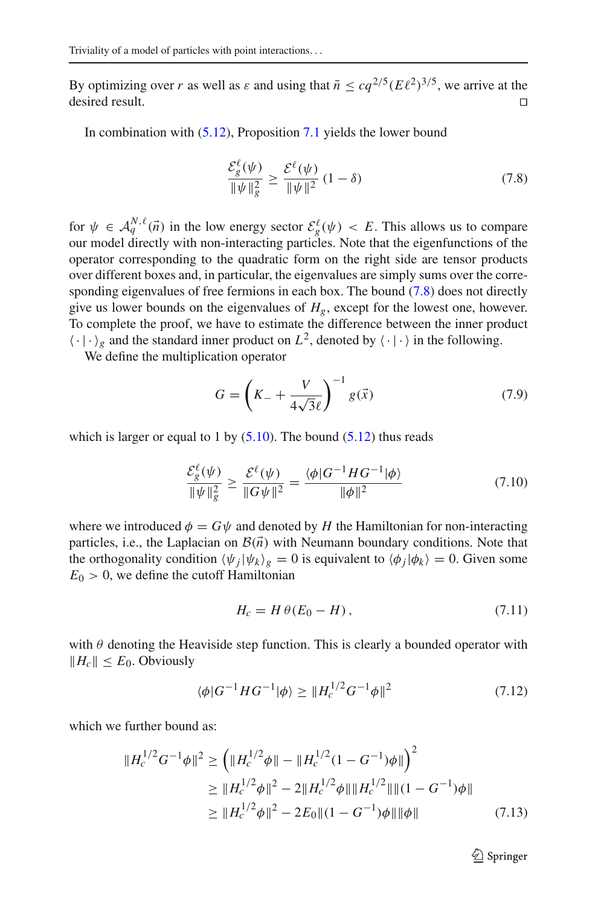By optimizing over $r$ as well as $\varepsilon$ and using that $\bar{n} \leq cq^{2/5}(E\ell^2)^{3/5}$, we arrive at the desired result. □

In combination with (5.12), Proposition 7.1 yields the lower bound

$$\frac{\mathcal{E}_g^\ell(\psi)}{\|\psi\|_g^2} \geq \frac{\mathcal{E}^\ell(\psi)}{\|\psi\|^2}(1-\delta) \tag{7.8}$$

for $\psi \in \mathcal{A}_q^{N,\ell}(\vec{n})$ in the low energy sector $\mathcal{E}_g^\ell(\psi) < E$. This allows us to compare our model directly with non-interacting particles. Note that the eigenfunctions of the operator corresponding to the quadratic form on the right side are tensor products over different boxes and, in particular, the eigenvalues are simply sums over the corresponding eigenvalues of free fermions in each box. The bound (7.8) does not directly give us lower bounds on the eigenvalues of $H_g$, except for the lowest one, however. To complete the proof, we have to estimate the difference between the inner product $\langle \cdot | \cdot \rangle_g$ and the standard inner product on $L^2$, denoted by $\langle \cdot | \cdot \rangle$ in the following.

We define the multiplication operator

$$G = \left(K_- + \frac{V}{4\sqrt{3}\ell}\right)^{-1} g(\vec{x}) \tag{7.9}$$

which is larger or equal to 1 by (5.10). The bound (5.12) thus reads

$$\frac{\mathcal{E}_g^\ell(\psi)}{\|\psi\|_g^2} \geq \frac{\mathcal{E}^\ell(\psi)}{\|G\psi\|^2} = \frac{\langle \phi | G^{-1} H G^{-1} | \phi \rangle}{\|\phi\|^2} \tag{7.10}$$

where we introduced $\phi = G\psi$ and denoted by $H$ the Hamiltonian for non-interacting particles, i.e., the Laplacian on $\mathcal{B}(\vec{n})$ with Neumann boundary conditions. Note that the orthogonality condition $\langle \psi_j | \psi_k \rangle_g = 0$ is equivalent to $\langle \phi_j | \phi_k \rangle = 0$. Given some $E_0 > 0$, we define the cutoff Hamiltonian

$$H_c = H\,\theta(E_0 - H), \tag{7.11}$$

with $\theta$ denoting the Heaviside step function. This is clearly a bounded operator with $\|H_c\| \leq E_0$. Obviously

$$\langle \phi | G^{-1} H G^{-1} | \phi \rangle \geq \|H_c^{1/2} G^{-1} \phi\|^2 \tag{7.12}$$

which we further bound as:

$$\begin{aligned}
\|H_c^{1/2} G^{-1}\phi\|^2 &\geq \left(\|H_c^{1/2}\phi\| - \|H_c^{1/2}(1-G^{-1})\phi\|\right)^2 \\
&\geq \|H_c^{1/2}\phi\|^2 - 2\|H_c^{1/2}\phi\|\|H_c^{1/2}\|\|(1-G^{-1})\phi\| \\
&\geq \|H_c^{1/2}\phi\|^2 - 2E_0\|(1-G^{-1})\phi\|\|\phi\|
\end{aligned} \tag{7.13}$$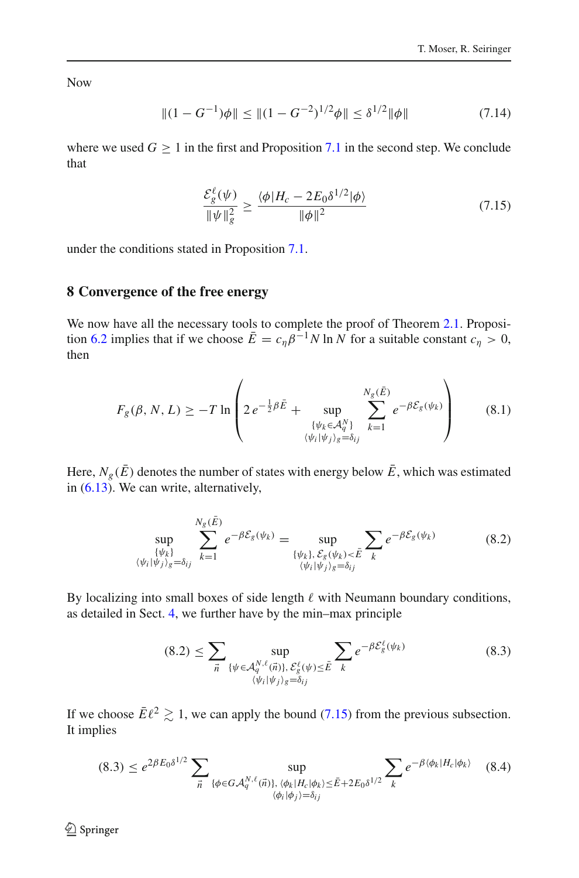Now

$$\|(1-G^{-1})\phi\| \leq \|(1-G^{-2})^{1/2}\phi\| \leq \delta^{1/2}\|\phi\| \tag{7.14}$$

where we used $G \geq 1$ in the first and Proposition 7.1 in the second step. We conclude that

$$\frac{\mathcal{E}_g^\ell(\psi)}{\|\psi\|_g^2} \geq \frac{\langle\phi|H_c - 2E_0\delta^{1/2}|\phi\rangle}{\|\phi\|^2} \tag{7.15}$$

under the conditions stated in Proposition 7.1.

## 8 Convergence of the free energy

We now have all the necessary tools to complete the proof of Theorem 2.1. Proposition 6.2 implies that if we choose $\bar{E} = c_\eta \beta^{-1} N \ln N$ for a suitable constant $c_\eta > 0$, then

$$F_g(\beta, N, L) \geq -T \ln\left(2\, e^{-\frac{1}{2}\beta\bar{E}} + \sup_{\substack{\{\psi_k \in \mathcal{A}_q^N\} \\ \langle\psi_i|\psi_j\rangle_g = \delta_{ij}}} \sum_{k=1}^{N_g(\bar{E})} e^{-\beta\mathcal{E}_g(\psi_k)}\right) \tag{8.1}$$

Here, $N_g(\bar{E})$ denotes the number of states with energy below $\bar{E}$, which was estimated in (6.13). We can write, alternatively,

$$\sup_{\substack{\{\psi_k\} \\ \langle\psi_i|\psi_j\rangle_g = \delta_{ij}}} \sum_{k=1}^{N_g(\bar{E})} e^{-\beta\mathcal{E}_g(\psi_k)} = \sup_{\substack{\{\psi_k\},\, \mathcal{E}_g(\psi_k) < \bar{E} \\ \langle\psi_i|\psi_j\rangle_g = \delta_{ij}}} \sum_k e^{-\beta\mathcal{E}_g(\psi_k)} \tag{8.2}$$

By localizing into small boxes of side length $\ell$ with Neumann boundary conditions, as detailed in Sect. 4, we further have by the min–max principle

$$(8.2) \leq \sum_{\vec{n}} \sup_{\substack{\{\psi \in \mathcal{A}_q^{N,\ell}(\vec{n})\},\, \mathcal{E}_g^\ell(\psi) \leq \bar{E} \\ \langle\psi_i|\psi_j\rangle_g = \delta_{ij}}} \sum_k e^{-\beta\mathcal{E}_g^\ell(\psi_k)} \tag{8.3}$$

If we choose $\bar{E}\ell^2 \gtrsim 1$, we can apply the bound (7.15) from the previous subsection. It implies

$$(8.3) \leq e^{2\beta E_0\delta^{1/2}} \sum_{\vec{n}} \sup_{\substack{\{\phi \in G\mathcal{A}_q^{N,\ell}(\vec{n})\},\, \langle\phi_k|H_c|\phi_k\rangle \leq \bar{E} + 2E_0\delta^{1/2} \\ \langle\phi_i|\phi_j\rangle = \delta_{ij}}} \sum_k e^{-\beta\langle\phi_k|H_c|\phi_k\rangle} \tag{8.4}$$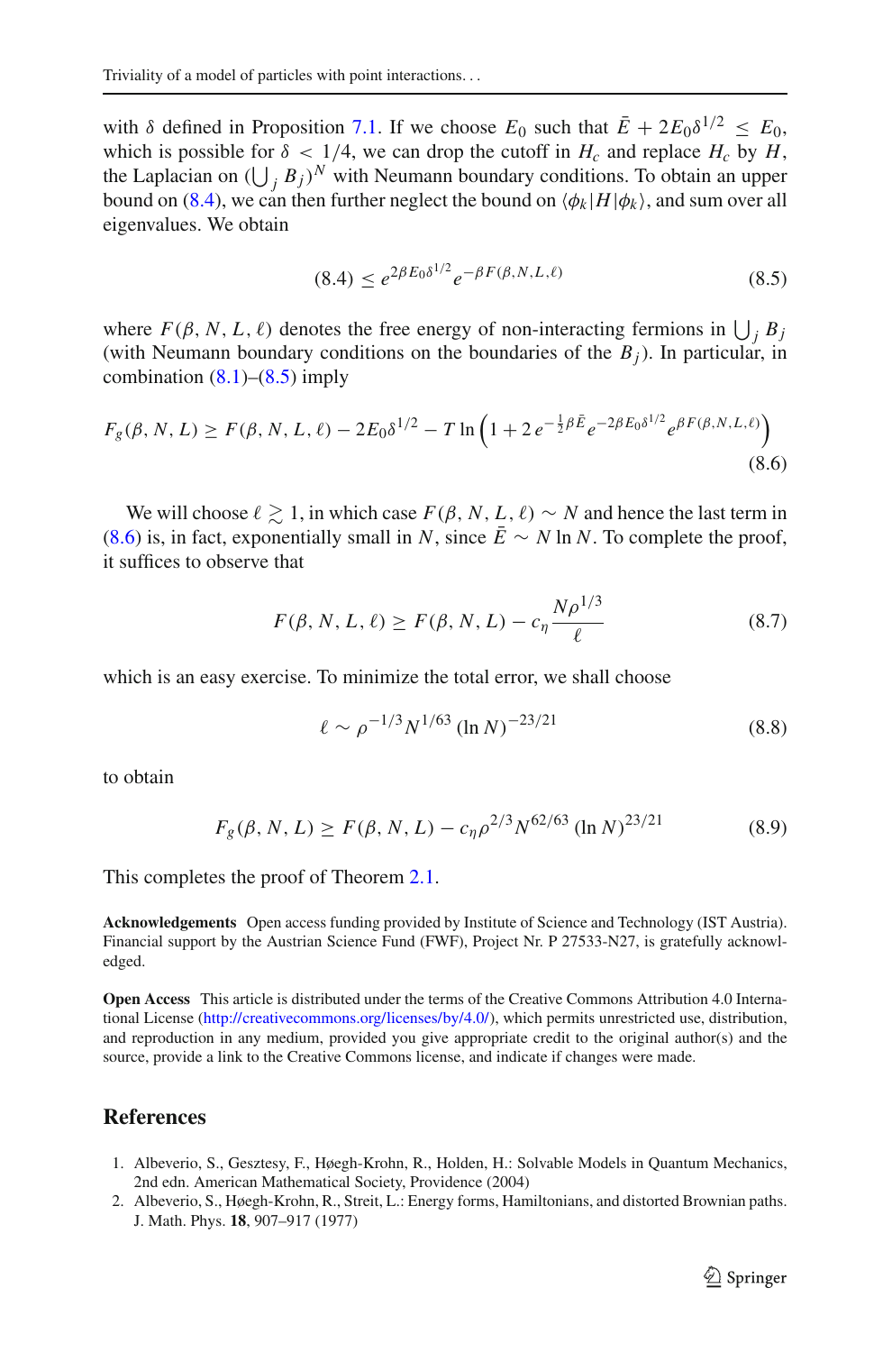with $\delta$ defined in Proposition 7.1. If we choose $E_0$ such that $\bar{E} + 2E_0\delta^{1/2} \le E_0$, which is possible for $\delta < 1/4$, we can drop the cutoff in $H_c$ and replace $H_c$ by $H$, the Laplacian on $(\bigcup_j B_j)^N$ with Neumann boundary conditions. To obtain an upper bound on (8.4), we can then further neglect the bound on $\langle \phi_k | H | \phi_k \rangle$, and sum over all eigenvalues. We obtain

$$(8.4) \le e^{2\beta E_0 \delta^{1/2}} e^{-\beta F(\beta, N, L, \ell)} \tag{8.5}$$

where $F(\beta, N, L, \ell)$ denotes the free energy of non-interacting fermions in $\bigcup_j B_j$ (with Neumann boundary conditions on the boundaries of the $B_j$). In particular, in combination (8.1)–(8.5) imply

$$F_g(\beta, N, L) \ge F(\beta, N, L, \ell) - 2E_0\delta^{1/2} - T \ln\left(1 + 2\, e^{-\frac{1}{2}\beta \bar{E}} e^{-2\beta E_0 \delta^{1/2}} e^{\beta F(\beta, N, L, \ell)}\right) \tag{8.6}$$

We will choose $\ell \gtrsim 1$, in which case $F(\beta, N, L, \ell) \sim N$ and hence the last term in (8.6) is, in fact, exponentially small in $N$, since $\bar{E} \sim N \ln N$. To complete the proof, it suffices to observe that

$$F(\beta, N, L, \ell) \ge F(\beta, N, L) - c_\eta \frac{N\rho^{1/3}}{\ell} \tag{8.7}$$

which is an easy exercise. To minimize the total error, we shall choose

$$\ell \sim \rho^{-1/3} N^{1/63} (\ln N)^{-23/21} \tag{8.8}$$

to obtain

$$F_g(\beta, N, L) \ge F(\beta, N, L) - c_\eta \rho^{2/3} N^{62/63} (\ln N)^{23/21} \tag{8.9}$$

This completes the proof of Theorem 2.1.

**Acknowledgements** Open access funding provided by Institute of Science and Technology (IST Austria). Financial support by the Austrian Science Fund (FWF), Project Nr. P 27533-N27, is gratefully acknowledged.

**Open Access** This article is distributed under the terms of the Creative Commons Attribution 4.0 International License (http://creativecommons.org/licenses/by/4.0/), which permits unrestricted use, distribution, and reproduction in any medium, provided you give appropriate credit to the original author(s) and the source, provide a link to the Creative Commons license, and indicate if changes were made.

## References

1. Albeverio, S., Gesztesy, F., Høegh-Krohn, R., Holden, H.: Solvable Models in Quantum Mechanics, 2nd edn. American Mathematical Society, Providence (2004)
2. Albeverio, S., Høegh-Krohn, R., Streit, L.: Energy forms, Hamiltonians, and distorted Brownian paths. J. Math. Phys. **18**, 907–917 (1977)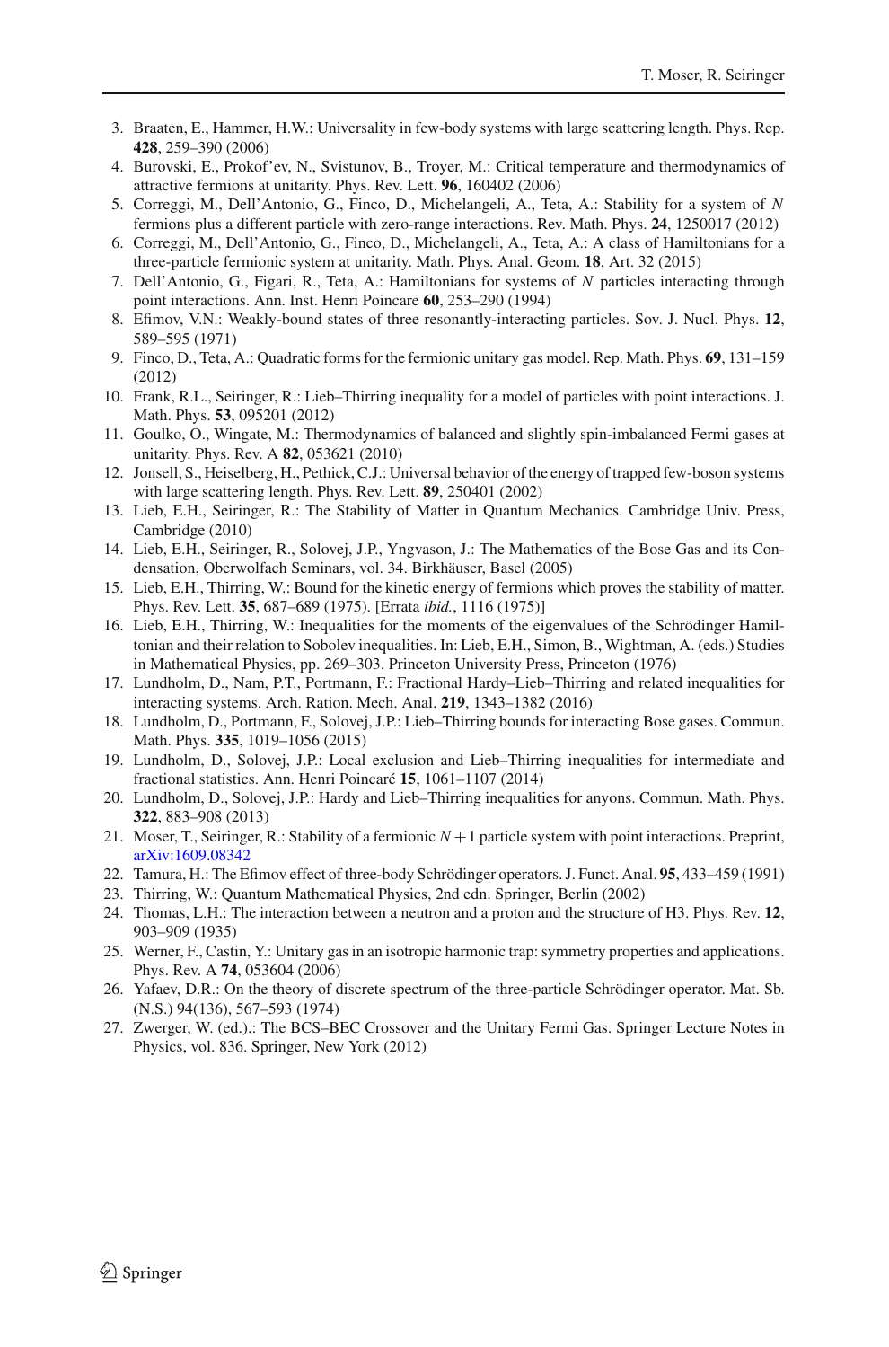3. Braaten, E., Hammer, H.W.: Universality in few-body systems with large scattering length. Phys. Rep. **428**, 259–390 (2006)
4. Burovski, E., Prokof'ev, N., Svistunov, B., Troyer, M.: Critical temperature and thermodynamics of attractive fermions at unitarity. Phys. Rev. Lett. **96**, 160402 (2006)
5. Correggi, M., Dell'Antonio, G., Finco, D., Michelangeli, A., Teta, A.: Stability for a system of $N$ fermions plus a different particle with zero-range interactions. Rev. Math. Phys. **24**, 1250017 (2012)
6. Correggi, M., Dell'Antonio, G., Finco, D., Michelangeli, A., Teta, A.: A class of Hamiltonians for a three-particle fermionic system at unitarity. Math. Phys. Anal. Geom. **18**, Art. 32 (2015)
7. Dell'Antonio, G., Figari, R., Teta, A.: Hamiltonians for systems of $N$ particles interacting through point interactions. Ann. Inst. Henri Poincare **60**, 253–290 (1994)
8. Efimov, V.N.: Weakly-bound states of three resonantly-interacting particles. Sov. J. Nucl. Phys. **12**, 589–595 (1971)
9. Finco, D., Teta, A.: Quadratic forms for the fermionic unitary gas model. Rep. Math. Phys. **69**, 131–159 (2012)
10. Frank, R.L., Seiringer, R.: Lieb–Thirring inequality for a model of particles with point interactions. J. Math. Phys. **53**, 095201 (2012)
11. Goulko, O., Wingate, M.: Thermodynamics of balanced and slightly spin-imbalanced Fermi gases at unitarity. Phys. Rev. A **82**, 053621 (2010)
12. Jonsell, S., Heiselberg, H., Pethick, C.J.: Universal behavior of the energy of trapped few-boson systems with large scattering length. Phys. Rev. Lett. **89**, 250401 (2002)
13. Lieb, E.H., Seiringer, R.: The Stability of Matter in Quantum Mechanics. Cambridge Univ. Press, Cambridge (2010)
14. Lieb, E.H., Seiringer, R., Solovej, J.P., Yngvason, J.: The Mathematics of the Bose Gas and its Condensation, Oberwolfach Seminars, vol. 34. Birkhäuser, Basel (2005)
15. Lieb, E.H., Thirring, W.: Bound for the kinetic energy of fermions which proves the stability of matter. Phys. Rev. Lett. **35**, 687–689 (1975). [Errata *ibid.*, 1116 (1975)]
16. Lieb, E.H., Thirring, W.: Inequalities for the moments of the eigenvalues of the Schrödinger Hamiltonian and their relation to Sobolev inequalities. In: Lieb, E.H., Simon, B., Wightman, A. (eds.) Studies in Mathematical Physics, pp. 269–303. Princeton University Press, Princeton (1976)
17. Lundholm, D., Nam, P.T., Portmann, F.: Fractional Hardy–Lieb–Thirring and related inequalities for interacting systems. Arch. Ration. Mech. Anal. **219**, 1343–1382 (2016)
18. Lundholm, D., Portmann, F., Solovej, J.P.: Lieb–Thirring bounds for interacting Bose gases. Commun. Math. Phys. **335**, 1019–1056 (2015)
19. Lundholm, D., Solovej, J.P.: Local exclusion and Lieb–Thirring inequalities for intermediate and fractional statistics. Ann. Henri Poincaré **15**, 1061–1107 (2014)
20. Lundholm, D., Solovej, J.P.: Hardy and Lieb–Thirring inequalities for anyons. Commun. Math. Phys. **322**, 883–908 (2013)
21. Moser, T., Seiringer, R.: Stability of a fermionic $N+1$ particle system with point interactions. Preprint, arXiv:1609.08342
22. Tamura, H.: The Efimov effect of three-body Schrödinger operators. J. Funct. Anal. **95**, 433–459 (1991)
23. Thirring, W.: Quantum Mathematical Physics, 2nd edn. Springer, Berlin (2002)
24. Thomas, L.H.: The interaction between a neutron and a proton and the structure of H3. Phys. Rev. **12**, 903–909 (1935)
25. Werner, F., Castin, Y.: Unitary gas in an isotropic harmonic trap: symmetry properties and applications. Phys. Rev. A **74**, 053604 (2006)
26. Yafaev, D.R.: On the theory of discrete spectrum of the three-particle Schrödinger operator. Mat. Sb. (N.S.) 94(136), 567–593 (1974)
27. Zwerger, W. (ed.).: The BCS–BEC Crossover and the Unitary Fermi Gas. Springer Lecture Notes in Physics, vol. 836. Springer, New York (2012)